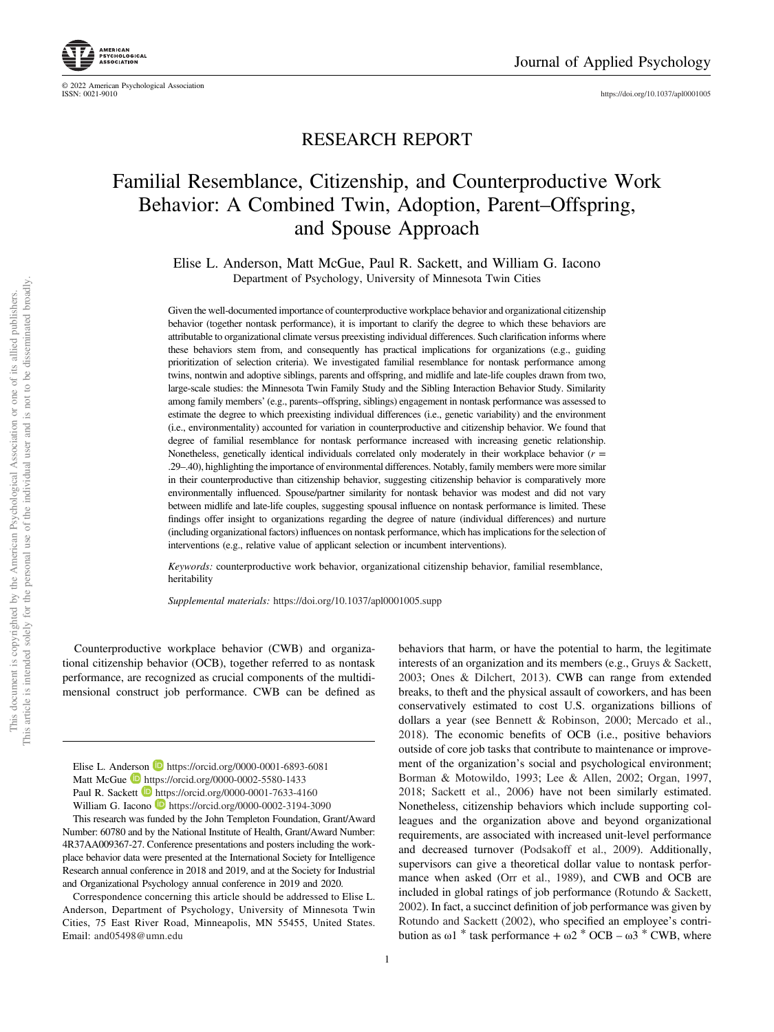RESEARCH REPORT

# Familial Resemblance, Citizenship, and Counterproductive Work Behavior: A Combined Twin, Adoption, Parent–Offspring, and Spouse Approach

Elise L. Anderson, Matt McGue, Paul R. Sackett, and William G. Iacono

Department of Psychology, University of Minnesota Twin Cities

Given the well-documented importance of counterproductive workplace behavior and organizational citizenship behavior (together nontask performance), it is important to clarify the degree to which these behaviors are attributable to organizational climate versus preexisting individual differences. Such clarification informs where these behaviors stem from, and consequently has practical implications for organizations (e.g., guiding prioritization of selection criteria). We investigated familial resemblance for nontask performance among twins, nontwin and adoptive siblings, parents and offspring, and midlife and late-life couples drawn from two, large-scale studies: the Minnesota Twin Family Study and the Sibling Interaction Behavior Study. Similarity among family members' (e.g., parents–offspring, siblings) engagement in nontask performance was assessed to estimate the degree to which preexisting individual differences (i.e., genetic variability) and the environment (i.e., environmentality) accounted for variation in counterproductive and citizenship behavior. We found that degree of familial resemblance for nontask performance increased with increasing genetic relationship. Nonetheless, genetically identical individuals correlated only moderately in their workplace behavior ($r$ = .29–.40), highlighting the importance of environmental differences. Notably, family members were more similar in their counterproductive than citizenship behavior, suggesting citizenship behavior is comparatively more environmentally influenced. Spouse/partner similarity for nontask behavior was modest and did not vary between midlife and late-life couples, suggesting spousal influence on nontask performance is limited. These findings offer insight to organizations regarding the degree of nature (individual differences) and nurture (including organizational factors) influences on nontask performance, which has implications for the selection of interventions (e.g., relative value of applicant selection or incumbent interventions).

*Keywords:* counterproductive work behavior, organizational citizenship behavior, familial resemblance, heritability

*Supplemental materials:* https://doi.org/10.1037/apl0001005.supp

Counterproductive workplace behavior (CWB) and organizational citizenship behavior (OCB), together referred to as nontask performance, are recognized as crucial components of the multidimensional construct job performance. CWB can be defined as behaviors that harm, or have the potential to harm, the legitimate interests of an organization and its members (e.g., Gruys & Sackett, 2003; Ones & Dilchert, 2013). CWB can range from extended breaks, to theft and the physical assault of coworkers, and has been conservatively estimated to cost U.S. organizations billions of dollars a year (see Bennett & Robinson, 2000; Mercado et al., 2018). The economic benefits of OCB (i.e., positive behaviors outside of core job tasks that contribute to maintenance or improvement of the organization's social and psychological environment; Borman & Motowildo, 1993; Lee & Allen, 2002; Organ, 1997, 2018; Sackett et al., 2006) have not been similarly estimated. Nonetheless, citizenship behaviors which include supporting colleagues and the organization above and beyond organizational requirements, are associated with increased unit-level performance and decreased turnover (Podsakoff et al., 2009). Additionally, supervisors can give a theoretical dollar value to nontask performance when asked (Orr et al., 1989), and CWB and OCB are included in global ratings of job performance (Rotundo & Sackett, 2002). In fact, a succinct definition of job performance was given by Rotundo and Sackett (2002), who specified an employee's contribution as $\omega1$ * task performance + $\omega2$ * OCB – $\omega3$ * CWB, where

---

Elise L. Anderson https://orcid.org/0000-0001-6893-6081

Matt McGue https://orcid.org/0000-0002-5580-1433

Paul R. Sackett https://orcid.org/0000-0001-7633-4160

William G. Iacono https://orcid.org/0000-0002-3194-3090

This research was funded by the John Templeton Foundation, Grant/Award Number: 60780 and by the National Institute of Health, Grant/Award Number: 4R37AA009367-27. Conference presentations and posters including the workplace behavior data were presented at the International Society for Intelligence Research annual conference in 2018 and 2019, and at the Society for Industrial and Organizational Psychology annual conference in 2019 and 2020.

Correspondence concerning this article should be addressed to Elise L. Anderson, Department of Psychology, University of Minnesota Twin Cities, 75 East River Road, Minneapolis, MN 55455, United States. Email: and05498@umn.edu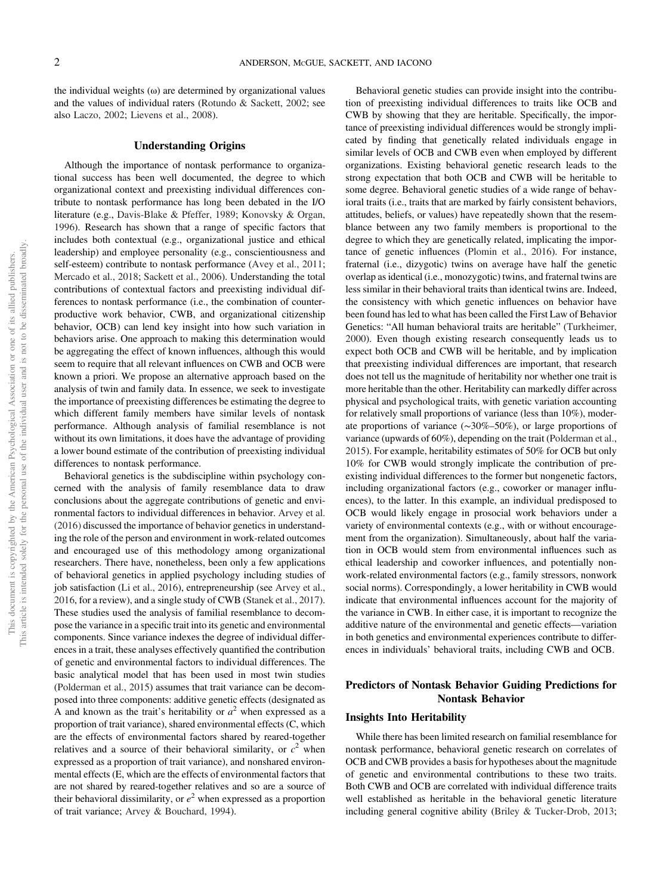the individual weights (ω) are determined by organizational values and the values of individual raters (Rotundo & Sackett, 2002; see also Laczo, 2002; Lievens et al., 2008).

## Understanding Origins

Although the importance of nontask performance to organizational success has been well documented, the degree to which organizational context and preexisting individual differences contribute to nontask performance has long been debated in the I/O literature (e.g., Davis-Blake & Pfeffer, 1989; Konovsky & Organ, 1996). Research has shown that a range of specific factors that includes both contextual (e.g., organizational justice and ethical leadership) and employee personality (e.g., conscientiousness and self-esteem) contribute to nontask performance (Avey et al., 2011; Mercado et al., 2018; Sackett et al., 2006). Understanding the total contributions of contextual factors and preexisting individual differences to nontask performance (i.e., the combination of counterproductive work behavior, CWB, and organizational citizenship behavior, OCB) can lend key insight into how such variation in behaviors arise. One approach to making this determination would be aggregating the effect of known influences, although this would seem to require that all relevant influences on CWB and OCB were known a priori. We propose an alternative approach based on the analysis of twin and family data. In essence, we seek to investigate the importance of preexisting differences be estimating the degree to which different family members have similar levels of nontask performance. Although analysis of familial resemblance is not without its own limitations, it does have the advantage of providing a lower bound estimate of the contribution of preexisting individual differences to nontask performance.

Behavioral genetics is the subdiscipline within psychology concerned with the analysis of family resemblance data to draw conclusions about the aggregate contributions of genetic and environmental factors to individual differences in behavior. Arvey et al. (2016) discussed the importance of behavior genetics in understanding the role of the person and environment in work-related outcomes and encouraged use of this methodology among organizational researchers. There have, nonetheless, been only a few applications of behavioral genetics in applied psychology including studies of job satisfaction (Li et al., 2016), entrepreneurship (see Arvey et al., 2016, for a review), and a single study of CWB (Stanek et al., 2017). These studies used the analysis of familial resemblance to decompose the variance in a specific trait into its genetic and environmental components. Since variance indexes the degree of individual differences in a trait, these analyses effectively quantified the contribution of genetic and environmental factors to individual differences. The basic analytical model that has been used in most twin studies (Polderman et al., 2015) assumes that trait variance can be decomposed into three components: additive genetic effects (designated as A and known as the trait's heritability or $a^2$ when expressed as a proportion of trait variance), shared environmental effects (C, which are the effects of environmental factors shared by reared-together relatives and a source of their behavioral similarity, or $c^2$ when expressed as a proportion of trait variance), and nonshared environmental effects (E, which are the effects of environmental factors that are not shared by reared-together relatives and so are a source of their behavioral dissimilarity, or $e^2$ when expressed as a proportion of trait variance; Arvey & Bouchard, 1994).

Behavioral genetic studies can provide insight into the contribution of preexisting individual differences to traits like OCB and CWB by showing that they are heritable. Specifically, the importance of preexisting individual differences would be strongly implicated by finding that genetically related individuals engage in similar levels of OCB and CWB even when employed by different organizations. Existing behavioral genetic research leads to the strong expectation that both OCB and CWB will be heritable to some degree. Behavioral genetic studies of a wide range of behavioral traits (i.e., traits that are marked by fairly consistent behaviors, attitudes, beliefs, or values) have repeatedly shown that the resemblance between any two family members is proportional to the degree to which they are genetically related, implicating the importance of genetic influences (Plomin et al., 2016). For instance, fraternal (i.e., dizygotic) twins on average have half the genetic overlap as identical (i.e., monozygotic) twins, and fraternal twins are less similar in their behavioral traits than identical twins are. Indeed, the consistency with which genetic influences on behavior have been found has led to what has been called the First Law of Behavior Genetics: "All human behavioral traits are heritable" (Turkheimer, 2000). Even though existing research consequently leads us to expect both OCB and CWB will be heritable, and by implication that preexisting individual differences are important, that research does not tell us the magnitude of heritability nor whether one trait is more heritable than the other. Heritability can markedly differ across physical and psychological traits, with genetic variation accounting for relatively small proportions of variance (less than 10%), moderate proportions of variance (~30%–50%), or large proportions of variance (upwards of 60%), depending on the trait (Polderman et al., 2015). For example, heritability estimates of 50% for OCB but only 10% for CWB would strongly implicate the contribution of preexisting individual differences to the former but nongenetic factors, including organizational factors (e.g., coworker or manager influences), to the latter. In this example, an individual predisposed to OCB would likely engage in prosocial work behaviors under a variety of environmental contexts (e.g., with or without encouragement from the organization). Simultaneously, about half the variation in OCB would stem from environmental influences such as ethical leadership and coworker influences, and potentially nonwork-related environmental factors (e.g., family stressors, nonwork social norms). Correspondingly, a lower heritability in CWB would indicate that environmental influences account for the majority of the variance in CWB. In either case, it is important to recognize the additive nature of the environmental and genetic effects—variation in both genetics and environmental experiences contribute to differences in individuals' behavioral traits, including CWB and OCB.

## Predictors of Nontask Behavior Guiding Predictions for Nontask Behavior

### Insights Into Heritability

While there has been limited research on familial resemblance for nontask performance, behavioral genetic research on correlates of OCB and CWB provides a basis for hypotheses about the magnitude of genetic and environmental contributions to these two traits. Both CWB and OCB are correlated with individual difference traits well established as heritable in the behavioral genetic literature including general cognitive ability (Briley & Tucker-Drob, 2013;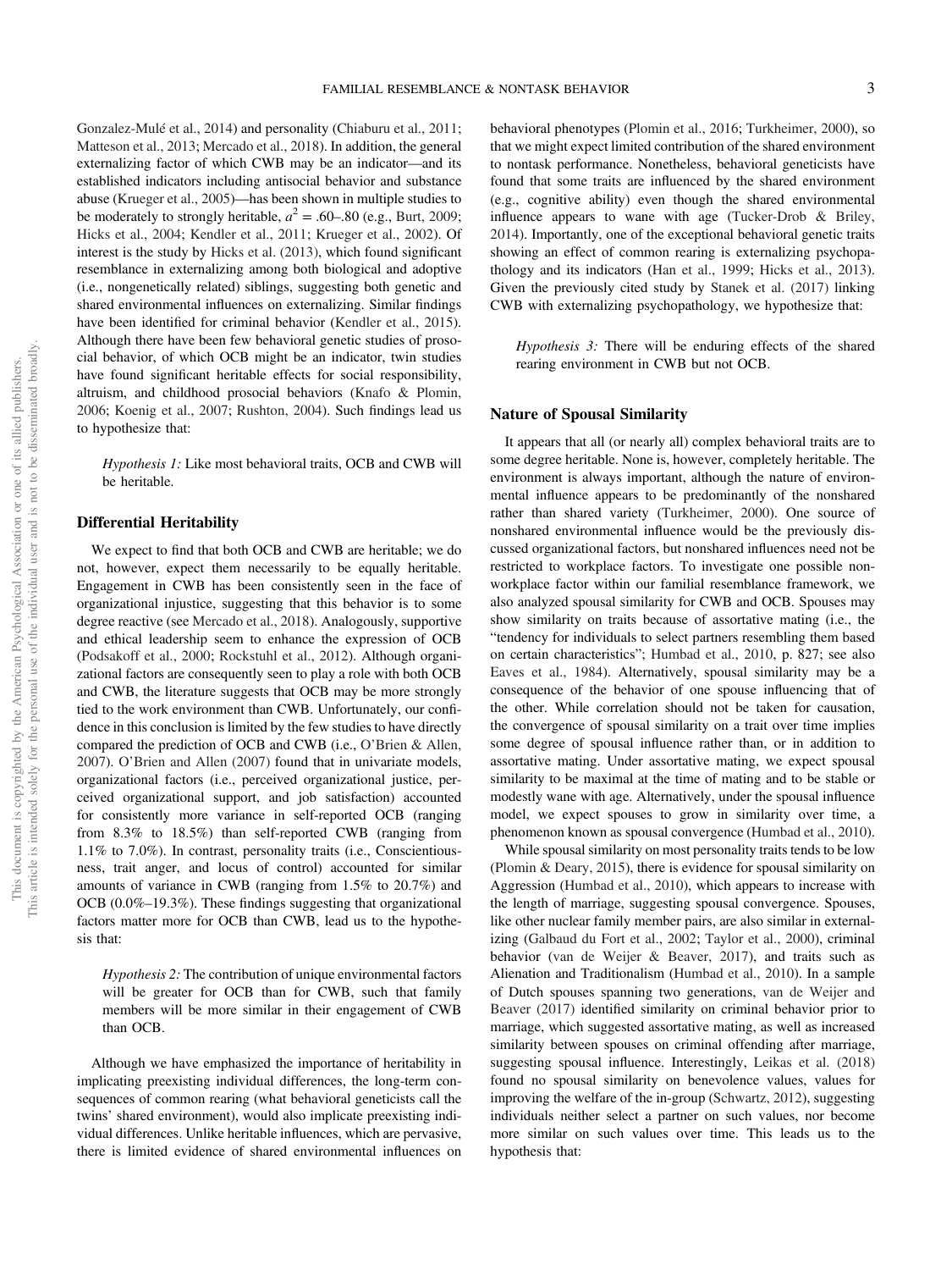Gonzalez-Mulé et al., 2014) and personality (Chiaburu et al., 2011; Matteson et al., 2013; Mercado et al., 2018). In addition, the general externalizing factor of which CWB may be an indicator—and its established indicators including antisocial behavior and substance abuse (Krueger et al., 2005)—has been shown in multiple studies to be moderately to strongly heritable, $a^2$ = .60–.80 (e.g., Burt, 2009; Hicks et al., 2004; Kendler et al., 2011; Krueger et al., 2002). Of interest is the study by Hicks et al. (2013), which found significant resemblance in externalizing among both biological and adoptive (i.e., nongenetically related) siblings, suggesting both genetic and shared environmental influences on externalizing. Similar findings have been identified for criminal behavior (Kendler et al., 2015). Although there have been few behavioral genetic studies of prosocial behavior, of which OCB might be an indicator, twin studies have found significant heritable effects for social responsibility, altruism, and childhood prosocial behaviors (Knafo & Plomin, 2006; Koenig et al., 2007; Rushton, 2004). Such findings lead us to hypothesize that:

> *Hypothesis 1:* Like most behavioral traits, OCB and CWB will be heritable.

## Differential Heritability

We expect to find that both OCB and CWB are heritable; we do not, however, expect them necessarily to be equally heritable. Engagement in CWB has been consistently seen in the face of organizational injustice, suggesting that this behavior is to some degree reactive (see Mercado et al., 2018). Analogously, supportive and ethical leadership seem to enhance the expression of OCB (Podsakoff et al., 2000; Rockstuhl et al., 2012). Although organizational factors are consequently seen to play a role with both OCB and CWB, the literature suggests that OCB may be more strongly tied to the work environment than CWB. Unfortunately, our confidence in this conclusion is limited by the few studies to have directly compared the prediction of OCB and CWB (i.e., O'Brien & Allen, 2007). O'Brien and Allen (2007) found that in univariate models, organizational factors (i.e., perceived organizational justice, perceived organizational support, and job satisfaction) accounted for consistently more variance in self-reported OCB (ranging from 8.3% to 18.5%) than self-reported CWB (ranging from 1.1% to 7.0%). In contrast, personality traits (i.e., Conscientiousness, trait anger, and locus of control) accounted for similar amounts of variance in CWB (ranging from 1.5% to 20.7%) and OCB (0.0%–19.3%). These findings suggesting that organizational factors matter more for OCB than CWB, lead us to the hypothesis that:

> *Hypothesis 2:* The contribution of unique environmental factors will be greater for OCB than for CWB, such that family members will be more similar in their engagement of CWB than OCB.

Although we have emphasized the importance of heritability in implicating preexisting individual differences, the long-term consequences of common rearing (what behavioral geneticists call the twins' shared environment), would also implicate preexisting individual differences. Unlike heritable influences, which are pervasive, there is limited evidence of shared environmental influences on behavioral phenotypes (Plomin et al., 2016; Turkheimer, 2000), so that we might expect limited contribution of the shared environment to nontask performance. Nonetheless, behavioral geneticists have found that some traits are influenced by the shared environment (e.g., cognitive ability) even though the shared environmental influence appears to wane with age (Tucker-Drob & Briley, 2014). Importantly, one of the exceptional behavioral genetic traits showing an effect of common rearing is externalizing psychopathology and its indicators (Han et al., 1999; Hicks et al., 2013). Given the previously cited study by Stanek et al. (2017) linking CWB with externalizing psychopathology, we hypothesize that:

> *Hypothesis 3:* There will be enduring effects of the shared rearing environment in CWB but not OCB.

## Nature of Spousal Similarity

It appears that all (or nearly all) complex behavioral traits are to some degree heritable. None is, however, completely heritable. The environment is always important, although the nature of environmental influence appears to be predominantly of the nonshared rather than shared variety (Turkheimer, 2000). One source of nonshared environmental influence would be the previously discussed organizational factors, but nonshared influences need not be restricted to workplace factors. To investigate one possible nonworkplace factor within our familial resemblance framework, we also analyzed spousal similarity for CWB and OCB. Spouses may show similarity on traits because of assortative mating (i.e., the "tendency for individuals to select partners resembling them based on certain characteristics"; Humbad et al., 2010, p. 827; see also Eaves et al., 1984). Alternatively, spousal similarity may be a consequence of the behavior of one spouse influencing that of the other. While correlation should not be taken for causation, the convergence of spousal similarity on a trait over time implies some degree of spousal influence rather than, or in addition to assortative mating. Under assortative mating, we expect spousal similarity to be maximal at the time of mating and to be stable or modestly wane with age. Alternatively, under the spousal influence model, we expect spouses to grow in similarity over time, a phenomenon known as spousal convergence (Humbad et al., 2010).

While spousal similarity on most personality traits tends to be low (Plomin & Deary, 2015), there is evidence for spousal similarity on Aggression (Humbad et al., 2010), which appears to increase with the length of marriage, suggesting spousal convergence. Spouses, like other nuclear family member pairs, are also similar in externalizing (Galbaud du Fort et al., 2002; Taylor et al., 2000), criminal behavior (van de Weijer & Beaver, 2017), and traits such as Alienation and Traditionalism (Humbad et al., 2010). In a sample of Dutch spouses spanning two generations, van de Weijer and Beaver (2017) identified similarity on criminal behavior prior to marriage, which suggested assortative mating, as well as increased similarity between spouses on criminal offending after marriage, suggesting spousal influence. Interestingly, Leikas et al. (2018) found no spousal similarity on benevolence values, values for improving the welfare of the in-group (Schwartz, 2012), suggesting individuals neither select a partner on such values, nor become more similar on such values over time. This leads us to the hypothesis that: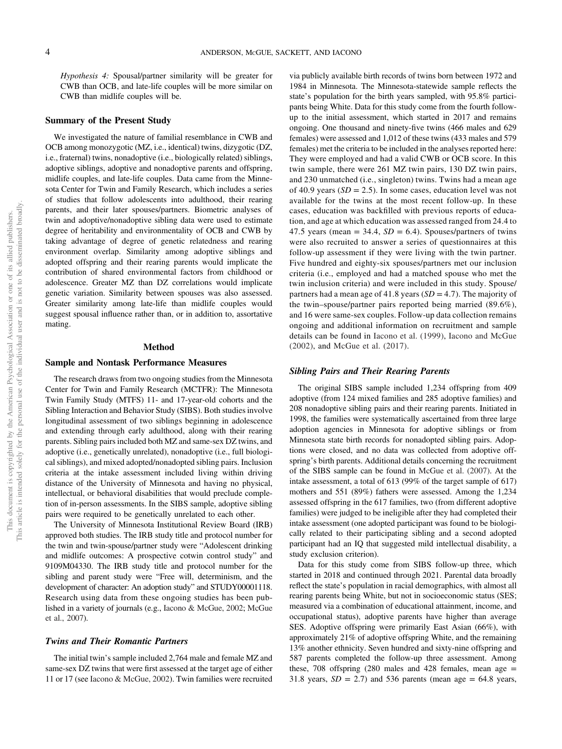*Hypothesis 4:* Spousal/partner similarity will be greater for CWB than OCB, and late-life couples will be more similar on CWB than midlife couples will be.

### Summary of the Present Study

We investigated the nature of familial resemblance in CWB and OCB among monozygotic (MZ, i.e., identical) twins, dizygotic (DZ, i.e., fraternal) twins, nonadoptive (i.e., biologically related) siblings, adoptive siblings, adoptive and nonadoptive parents and offspring, midlife couples, and late-life couples. Data came from the Minnesota Center for Twin and Family Research, which includes a series of studies that follow adolescents into adulthood, their rearing parents, and their later spouses/partners. Biometric analyses of twin and adoptive/nonadoptive sibling data were used to estimate degree of heritability and environmentality of OCB and CWB by taking advantage of degree of genetic relatedness and rearing environment overlap. Similarity among adoptive siblings and adopted offspring and their rearing parents would implicate the contribution of shared environmental factors from childhood or adolescence. Greater MZ than DZ correlations would implicate genetic variation. Similarity between spouses was also assessed. Greater similarity among late-life than midlife couples would suggest spousal influence rather than, or in addition to, assortative mating.

## Method

### Sample and Nontask Performance Measures

The research draws from two ongoing studies from the Minnesota Center for Twin and Family Research (MCTFR): The Minnesota Twin Family Study (MTFS) 11- and 17-year-old cohorts and the Sibling Interaction and Behavior Study (SIBS). Both studies involve longitudinal assessment of two siblings beginning in adolescence and extending through early adulthood, along with their rearing parents. Sibling pairs included both MZ and same-sex DZ twins, and adoptive (i.e., genetically unrelated), nonadoptive (i.e., full biological siblings), and mixed adopted/nonadopted sibling pairs. Inclusion criteria at the intake assessment included living within driving distance of the University of Minnesota and having no physical, intellectual, or behavioral disabilities that would preclude completion of in-person assessments. In the SIBS sample, adoptive sibling pairs were required to be genetically unrelated to each other.

The University of Minnesota Institutional Review Board (IRB) approved both studies. The IRB study title and protocol number for the twin and twin-spouse/partner study were "Adolescent drinking and midlife outcomes: A prospective cotwin control study" and 9109M04330. The IRB study title and protocol number for the sibling and parent study were "Free will, determinism, and the development of character: An adoption study" and STUDY00001118. Research using data from these ongoing studies has been published in a variety of journals (e.g., Iacono & McGue, 2002; McGue et al., 2007).

#### Twins and Their Romantic Partners

The initial twin's sample included 2,764 male and female MZ and same-sex DZ twins that were first assessed at the target age of either 11 or 17 (see Iacono & McGue, 2002). Twin families were recruited via publicly available birth records of twins born between 1972 and 1984 in Minnesota. The Minnesota-statewide sample reflects the state's population for the birth years sampled, with 95.8% participants being White. Data for this study come from the fourth follow-up to the initial assessment, which started in 2017 and remains ongoing. One thousand and ninety-five twins (466 males and 629 females) were assessed and 1,012 of these twins (433 males and 579 females) met the criteria to be included in the analyses reported here: They were employed and had a valid CWB or OCB score. In this twin sample, there were 261 MZ twin pairs, 130 DZ twin pairs, and 230 unmatched (i.e., singleton) twins. Twins had a mean age of 40.9 years ($SD$ = 2.5). In some cases, education level was not available for the twins at the most recent follow-up. In these cases, education was backfilled with previous reports of education, and age at which education was assessed ranged from 24.4 to 47.5 years (mean = 34.4, $SD$ = 6.4). Spouses/partners of twins were also recruited to answer a series of questionnaires at this follow-up assessment if they were living with the twin partner. Five hundred and eighty-six spouses/partners met our inclusion criteria (i.e., employed and had a matched spouse who met the twin inclusion criteria) and were included in this study. Spouse/partners had a mean age of 41.8 years ($SD$ = 4.7). The majority of the twin–spouse/partner pairs reported being married (89.6%), and 16 were same-sex couples. Follow-up data collection remains ongoing and additional information on recruitment and sample details can be found in Iacono et al. (1999), Iacono and McGue (2002), and McGue et al. (2017).

#### Sibling Pairs and Their Rearing Parents

The original SIBS sample included 1,234 offspring from 409 adoptive (from 124 mixed families and 285 adoptive families) and 208 nonadoptive sibling pairs and their rearing parents. Initiated in 1998, the families were systematically ascertained from three large adoption agencies in Minnesota for adoptive siblings or from Minnesota state birth records for nonadopted sibling pairs. Adoptions were closed, and no data was collected from adoptive offspring's birth parents. Additional details concerning the recruitment of the SIBS sample can be found in McGue et al. (2007). At the intake assessment, a total of 613 (99% of the target sample of 617) mothers and 551 (89%) fathers were assessed. Among the 1,234 assessed offspring in the 617 families, two (from different adoptive families) were judged to be ineligible after they had completed their intake assessment (one adopted participant was found to be biologically related to their participating sibling and a second adopted participant had an IQ that suggested mild intellectual disability, a study exclusion criterion).

Data for this study come from SIBS follow-up three, which started in 2018 and continued through 2021. Parental data broadly reflect the state's population in racial demographics, with almost all rearing parents being White, but not in socioeconomic status (SES; measured via a combination of educational attainment, income, and occupational status), adoptive parents have higher than average SES. Adoptive offspring were primarily East Asian (66%), with approximately 21% of adoptive offspring White, and the remaining 13% another ethnicity. Seven hundred and sixty-nine offspring and 587 parents completed the follow-up three assessment. Among these, 708 offspring (280 males and 428 females, mean age = 31.8 years, $SD$ = 2.7) and 536 parents (mean age = 64.8 years,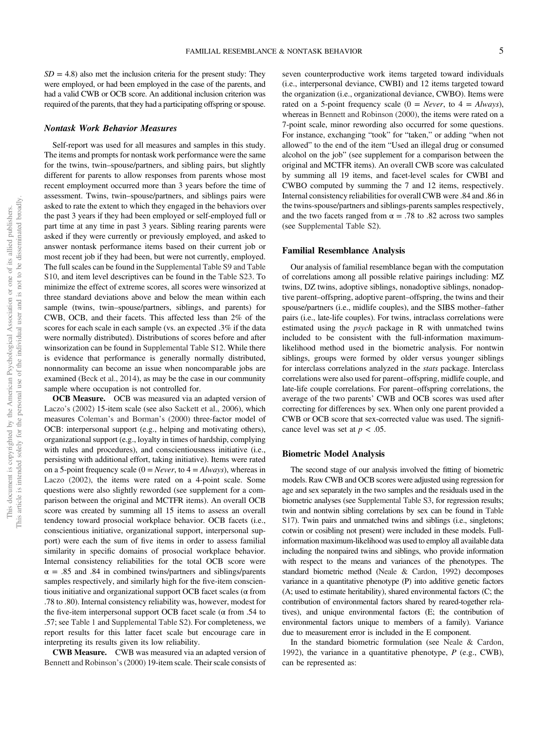$SD = 4.8$) also met the inclusion criteria for the present study: They were employed, or had been employed in the case of the parents, and had a valid CWB or OCB score. An additional inclusion criterion was required of the parents, that they had a participating offspring or spouse.

### Nontask Work Behavior Measures

Self-report was used for all measures and samples in this study. The items and prompts for nontask work performance were the same for the twins, twin–spouse/partners, and sibling pairs, but slightly different for parents to allow responses from parents whose most recent employment occurred more than 3 years before the time of assessment. Twins, twin–spouse/partners, and siblings pairs were asked to rate the extent to which they engaged in the behaviors over the past 3 years if they had been employed or self-employed full or part time at any time in past 3 years. Sibling rearing parents were asked if they were currently or previously employed, and asked to answer nontask performance items based on their current job or most recent job if they had been, but were not currently, employed. The full scales can be found in the Supplemental Table S9 and Table S10, and item level descriptives can be found in the Table S23. To minimize the effect of extreme scores, all scores were winsorized at three standard deviations above and below the mean within each sample (twins, twin–spouse/partners, siblings, and parents) for CWB, OCB, and their facets. This affected less than 2% of the scores for each scale in each sample (vs. an expected .3% if the data were normally distributed). Distributions of scores before and after winsorization can be found in Supplemental Table S12. While there is evidence that performance is generally normally distributed, nonnormality can become an issue when noncomparable jobs are examined (Beck et al., 2014), as may be the case in our community sample where occupation is not controlled for.

**OCB Measure.** OCB was measured via an adapted version of Laczo's (2002) 15-item scale (see also Sackett et al., 2006), which measures Coleman's and Borman's (2000) three-factor model of OCB: interpersonal support (e.g., helping and motivating others), organizational support (e.g., loyalty in times of hardship, complying with rules and procedures), and conscientiousness initiative (i.e., persisting with additional effort, taking initiative). Items were rated on a 5-point frequency scale (0 = *Never*, to 4 = *Always*), whereas in Laczo (2002), the items were rated on a 4-point scale. Some questions were also slightly reworded (see supplement for a comparison between the original and MCTFR items). An overall OCB score was created by summing all 15 items to assess an overall tendency toward prosocial workplace behavior. OCB facets (i.e., conscientious initiative, organizational support, interpersonal support) were each the sum of five items in order to assess familial similarity in specific domains of prosocial workplace behavior. Internal consistency reliabilities for the total OCB score were $\alpha = .85$ and .84 in combined twins/partners and siblings/parents samples respectively, and similarly high for the five-item conscientious initiative and organizational support OCB facet scales (α from .78 to .80). Internal consistency reliability was, however, modest for the five-item interpersonal support OCB facet scale (α from .54 to .57; see Table 1 and Supplemental Table S2). For completeness, we report results for this latter facet scale but encourage care in interpreting its results given its low reliability.

**CWB Measure.** CWB was measured via an adapted version of Bennett and Robinson's (2000) 19-item scale. Their scale consists of seven counterproductive work items targeted toward individuals (i.e., interpersonal deviance, CWBI) and 12 items targeted toward the organization (i.e., organizational deviance, CWBO). Items were rated on a 5-point frequency scale (0 = *Never*, to 4 = *Always*), whereas in Bennett and Robinson (2000), the items were rated on a 7-point scale, minor rewording also occurred for some questions. For instance, exchanging "took" for "taken," or adding "when not allowed" to the end of the item "Used an illegal drug or consumed alcohol on the job" (see supplement for a comparison between the original and MCTFR items). An overall CWB score was calculated by summing all 19 items, and facet-level scales for CWBI and CWBO computed by summing the 7 and 12 items, respectively. Internal consistency reliabilities for overall CWB were .84 and .86 in the twins-spouse/partners and siblings-parents samples respectively, and the two facets ranged from $\alpha = .78$ to .82 across two samples (see Supplemental Table S2).

## Familial Resemblance Analysis

Our analysis of familial resemblance began with the computation of correlations among all possible relative pairings including: MZ twins, DZ twins, adoptive siblings, nonadoptive siblings, nonadoptive parent–offspring, adoptive parent–offspring, the twins and their spouse/partners (i.e., midlife couples), and the SIBS mother–father pairs (i.e., late-life couples). For twins, intraclass correlations were estimated using the *psych* package in R with unmatched twins included to be consistent with the full-information maximum-likelihood method used in the biometric analysis. For nontwin siblings, groups were formed by older versus younger siblings for interclass correlations analyzed in the *stats* package. Interclass correlations were also used for parent–offspring, midlife couple, and late-life couple correlations. For parent–offspring correlations, the average of the two parents' CWB and OCB scores was used after correcting for differences by sex. When only one parent provided a CWB or OCB score that sex-corrected value was used. The significance level was set at $p < .05$.

## Biometric Model Analysis

The second stage of our analysis involved the fitting of biometric models. Raw CWB and OCB scores were adjusted using regression for age and sex separately in the two samples and the residuals used in the biometric analyses (see Supplemental Table S3, for regression results; twin and nontwin sibling correlations by sex can be found in Table S17). Twin pairs and unmatched twins and siblings (i.e., singletons; cotwin or cosibling not present) were included in these models. Full-information maximum-likelihood was used to employ all available data including the nonpaired twins and siblings, who provide information with respect to the means and variances of the phenotypes. The standard biometric method (Neale & Cardon, 1992) decomposes variance in a quantitative phenotype (P) into additive genetic factors (A; used to estimate heritability), shared environmental factors (C; the contribution of environmental factors shared by reared-together relatives), and unique environmental factors (E; the contribution of environmental factors unique to members of a family). Variance due to measurement error is included in the E component.

In the standard biometric formulation (see Neale & Cardon, 1992), the variance in a quantitative phenotype, $P$ (e.g., CWB), can be represented as: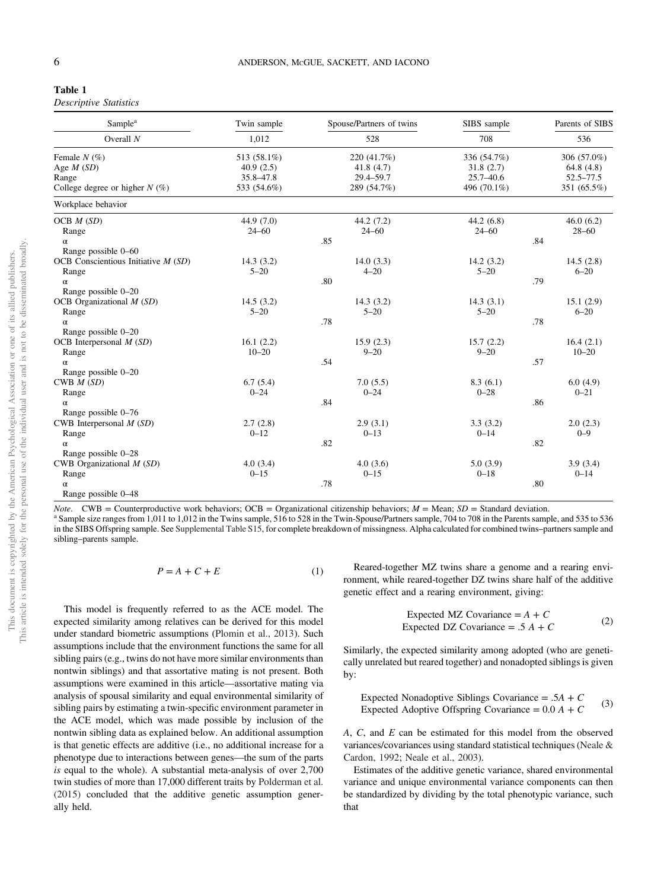**Table 1**
*Descriptive Statistics*

| Sample[a] | Twin sample | Spouse/Partners of twins | SIBS sample | Parents of SIBS |
|---|---|---|---|---|
| Overall *N* | 1,012 | 528 | 708 | 536 |
| Female *N* (%) | 513 (58.1%) | 220 (41.7%) | 336 (54.7%) | 306 (57.0%) |
| Age *M* (*SD*) | 40.9 (2.5) | 41.8 (4.7) | 31.8 (2.7) | 64.8 (4.8) |
| Range | 35.8–47.8 | 29.4–59.7 | 25.7–40.6 | 52.5–77.5 |
| College degree or higher *N* (%) | 533 (54.6%) | 289 (54.7%) | 496 (70.1%) | 351 (65.5%) |
| Workplace behavior | | | | |
| OCB *M* (*SD*) | 44.9 (7.0) | 44.2 (7.2) | 44.2 (6.8) | 46.0 (6.2) |
| Range | 24–60 | 24–60 | 24–60 | 28–60 |
| α | .85 | | .84 | |
| Range possible 0–60 | | | | |
| OCB Conscientious Initiative *M* (*SD*) | 14.3 (3.2) | 14.0 (3.3) | 14.2 (3.2) | 14.5 (2.8) |
| Range | 5–20 | 4–20 | 5–20 | 6–20 |
| α | .80 | | .79 | |
| Range possible 0–20 | | | | |
| OCB Organizational *M* (*SD*) | 14.5 (3.2) | 14.3 (3.2) | 14.3 (3.1) | 15.1 (2.9) |
| Range | 5–20 | 5–20 | 5–20 | 6–20 |
| α | .78 | | .78 | |
| Range possible 0–20 | | | | |
| OCB Interpersonal *M* (*SD*) | 16.1 (2.2) | 15.9 (2.3) | 15.7 (2.2) | 16.4 (2.1) |
| Range | 10–20 | 9–20 | 9–20 | 10–20 |
| α | .54 | | .57 | |
| Range possible 0–20 | | | | |
| CWB *M* (*SD*) | 6.7 (5.4) | 7.0 (5.5) | 8.3 (6.1) | 6.0 (4.9) |
| Range | 0–24 | 0–24 | 0–28 | 0–21 |
| α | .84 | | .86 | |
| Range possible 0–76 | | | | |
| CWB Interpersonal *M* (*SD*) | 2.7 (2.8) | 2.9 (3.1) | 3.3 (3.2) | 2.0 (2.3) |
| Range | 0–12 | 0–13 | 0–14 | 0–9 |
| α | .82 | | .82 | |
| Range possible 0–28 | | | | |
| CWB Organizational *M* (*SD*) | 4.0 (3.4) | 4.0 (3.6) | 5.0 (3.9) | 3.9 (3.4) |
| Range | 0–15 | 0–15 | 0–18 | 0–14 |
| α | .78 | | .80 | |
| Range possible 0–48 | | | | |

*Note*. CWB = Counterproductive work behaviors; OCB = Organizational citizenship behaviors; *M* = Mean; *SD* = Standard deviation.
[a] Sample size ranges from 1,011 to 1,012 in the Twins sample, 516 to 528 in the Twin-Spouse/Partners sample, 704 to 708 in the Parents sample, and 535 to 536 in the SIBS Offspring sample. See Supplemental Table S15, for complete breakdown of missingness. Alpha calculated for combined twins–partners sample and sibling–parents sample.

$$P = A + C + E \tag{1}$$

This model is frequently referred to as the ACE model. The expected similarity among relatives can be derived for this model under standard biometric assumptions (Plomin et al., 2013). Such assumptions include that the environment functions the same for all sibling pairs (e.g., twins do not have more similar environments than nontwin siblings) and that assortative mating is not present. Both assumptions were examined in this article—assortative mating via analysis of spousal similarity and equal environmental similarity of sibling pairs by estimating a twin-specific environment parameter in the ACE model, which was made possible by inclusion of the nontwin sibling data as explained below. An additional assumption is that genetic effects are additive (i.e., no additional increase for a phenotype due to interactions between genes—the sum of the parts *is* equal to the whole). A substantial meta-analysis of over 2,700 twin studies of more than 17,000 different traits by Polderman et al. (2015) concluded that the additive genetic assumption generally held.

Reared-together MZ twins share a genome and a rearing environment, while reared-together DZ twins share half of the additive genetic effect and a rearing environment, giving:

$$\begin{aligned} \text{Expected MZ Covariance} &= A + C \\ \text{Expected DZ Covariance} &= .5\,A + C \end{aligned} \tag{2}$$

Similarly, the expected similarity among adopted (who are genetically unrelated but reared together) and nonadopted siblings is given by:

$$\begin{aligned} \text{Expected Nonadoptive Siblings Covariance} &= .5A + C \\ \text{Expected Adoptive Offspring Covariance} &= 0.0\,A + C \end{aligned} \tag{3}$$

$A$, $C$, and $E$ can be estimated for this model from the observed variances/covariances using standard statistical techniques (Neale & Cardon, 1992; Neale et al., 2003).

Estimates of the additive genetic variance, shared environmental variance and unique environmental variance components can then be standardized by dividing by the total phenotypic variance, such that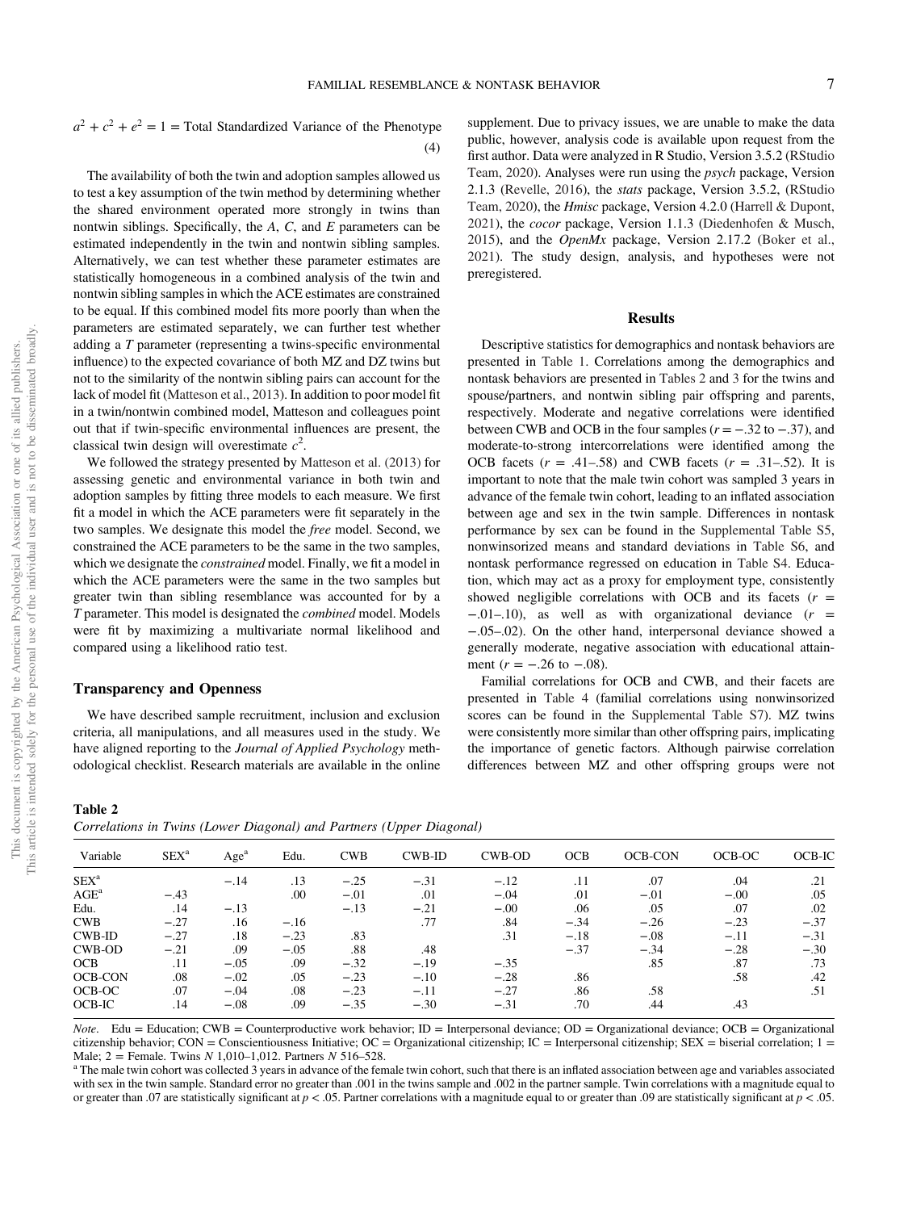$$a^2 + c^2 + e^2 = 1 = \text{Total Standardized Variance of the Phenotype} \tag{4}$$

The availability of both the twin and adoption samples allowed us to test a key assumption of the twin method by determining whether the shared environment operated more strongly in twins than nontwin siblings. Specifically, the *A*, *C*, and *E* parameters can be estimated independently in the twin and nontwin sibling samples. Alternatively, we can test whether these parameter estimates are statistically homogeneous in a combined analysis of the twin and nontwin sibling samples in which the ACE estimates are constrained to be equal. If this combined model fits more poorly than when the parameters are estimated separately, we can further test whether adding a *T* parameter (representing a twins-specific environmental influence) to the expected covariance of both MZ and DZ twins but not to the similarity of the nontwin sibling pairs can account for the lack of model fit (Matteson et al., 2013). In addition to poor model fit in a twin/nontwin combined model, Matteson and colleagues point out that if twin-specific environmental influences are present, the classical twin design will overestimate $c^2$.

We followed the strategy presented by Matteson et al. (2013) for assessing genetic and environmental variance in both twin and adoption samples by fitting three models to each measure. We first fit a model in which the ACE parameters were fit separately in the two samples. We designate this model the *free* model. Second, we constrained the ACE parameters to be the same in the two samples, which we designate the *constrained* model. Finally, we fit a model in which the ACE parameters were the same in the two samples but greater twin than sibling resemblance was accounted for by a *T* parameter. This model is designated the *combined* model. Models were fit by maximizing a multivariate normal likelihood and compared using a likelihood ratio test.

## Transparency and Openness

We have described sample recruitment, inclusion and exclusion criteria, all manipulations, and all measures used in the study. We have aligned reporting to the *Journal of Applied Psychology* methodological checklist. Research materials are available in the online supplement. Due to privacy issues, we are unable to make the data public, however, analysis code is available upon request from the first author. Data were analyzed in R Studio, Version 3.5.2 (RStudio Team, 2020). Analyses were run using the *psych* package, Version 2.1.3 (Revelle, 2016), the *stats* package, Version 3.5.2, (RStudio Team, 2020), the *Hmisc* package, Version 4.2.0 (Harrell & Dupont, 2021), the *cocor* package, Version 1.1.3 (Diedenhofen & Musch, 2015), and the *OpenMx* package, Version 2.17.2 (Boker et al., 2021). The study design, analysis, and hypotheses were not preregistered.

# Results

Descriptive statistics for demographics and nontask behaviors are presented in Table 1. Correlations among the demographics and nontask behaviors are presented in Tables 2 and 3 for the twins and spouse/partners, and nontwin sibling pair offspring and parents, respectively. Moderate and negative correlations were identified between CWB and OCB in the four samples ($r = -.32$ to $-.37$), and moderate-to-strong intercorrelations were identified among the OCB facets ($r = .41$–$.58$) and CWB facets ($r = .31$–$.52$). It is important to note that the male twin cohort was sampled 3 years in advance of the female twin cohort, leading to an inflated association between age and sex in the twin sample. Differences in nontask performance by sex can be found in the Supplemental Table S5, nonwinsorized means and standard deviations in Table S6, and nontask performance regressed on education in Table S4. Education, which may act as a proxy for employment type, consistently showed negligible correlations with OCB and its facets ($r = -.01$–$.10$), as well as with organizational deviance ($r = -.05$–$.02$). On the other hand, interpersonal deviance showed a generally moderate, negative association with educational attainment ($r = -.26$ to $-.08$).

Familial correlations for OCB and CWB, and their facets are presented in Table 4 (familial correlations using nonwinsorized scores can be found in the Supplemental Table S7). MZ twins were consistently more similar than other offspring pairs, implicating the importance of genetic factors. Although pairwise correlation differences between MZ and other offspring groups were not

**Table 2**
*Correlations in Twins (Lower Diagonal) and Partners (Upper Diagonal)*

| Variable | SEX[a] | Age[a] | Edu. | CWB | CWB-ID | CWB-OD | OCB | OCB-CON | OCB-OC | OCB-IC |
|---|---|---|---|---|---|---|---|---|---|---|
| SEX[a] | | −.14 | .13 | −.25 | −.31 | −.12 | .11 | .07 | .04 | .21 |
| AGE[a] | −.43 | | .00 | −.01 | .01 | −.04 | .01 | −.01 | −.00 | .05 |
| Edu. | .14 | −.13 | | −.13 | −.21 | −.00 | .06 | .05 | .07 | .02 |
| CWB | −.27 | .16 | −.16 | | .77 | .84 | −.34 | −.26 | −.23 | −.37 |
| CWB-ID | −.27 | .18 | −.23 | .83 | | .31 | −.18 | −.08 | −.11 | −.31 |
| CWB-OD | −.21 | .09 | −.05 | .88 | .48 | | −.37 | −.34 | −.28 | −.30 |
| OCB | .11 | −.05 | .09 | −.32 | −.19 | −.35 | | .85 | .87 | .73 |
| OCB-CON | .08 | −.02 | .05 | −.23 | −.10 | −.28 | .86 | | .58 | .42 |
| OCB-OC | .07 | −.04 | .08 | −.23 | −.11 | −.27 | .86 | .58 | | .51 |
| OCB-IC | .14 | −.08 | .09 | −.35 | −.30 | −.31 | .70 | .44 | .43 | |

*Note*. Edu = Education; CWB = Counterproductive work behavior; ID = Interpersonal deviance; OD = Organizational deviance; OCB = Organizational citizenship behavior; CON = Conscientiousness Initiative; OC = Organizational citizenship; IC = Interpersonal citizenship; SEX = biserial correlation; 1 = Male; 2 = Female. Twins *N* 1,010–1,012. Partners *N* 516–528.
[a] The male twin cohort was collected 3 years in advance of the female twin cohort, such that there is an inflated association between age and variables associated with sex in the twin sample. Standard error no greater than .001 in the twins sample and .002 in the partner sample. Twin correlations with a magnitude equal to or greater than .07 are statistically significant at $p < .05$. Partner correlations with a magnitude equal to or greater than .09 are statistically significant at $p < .05$.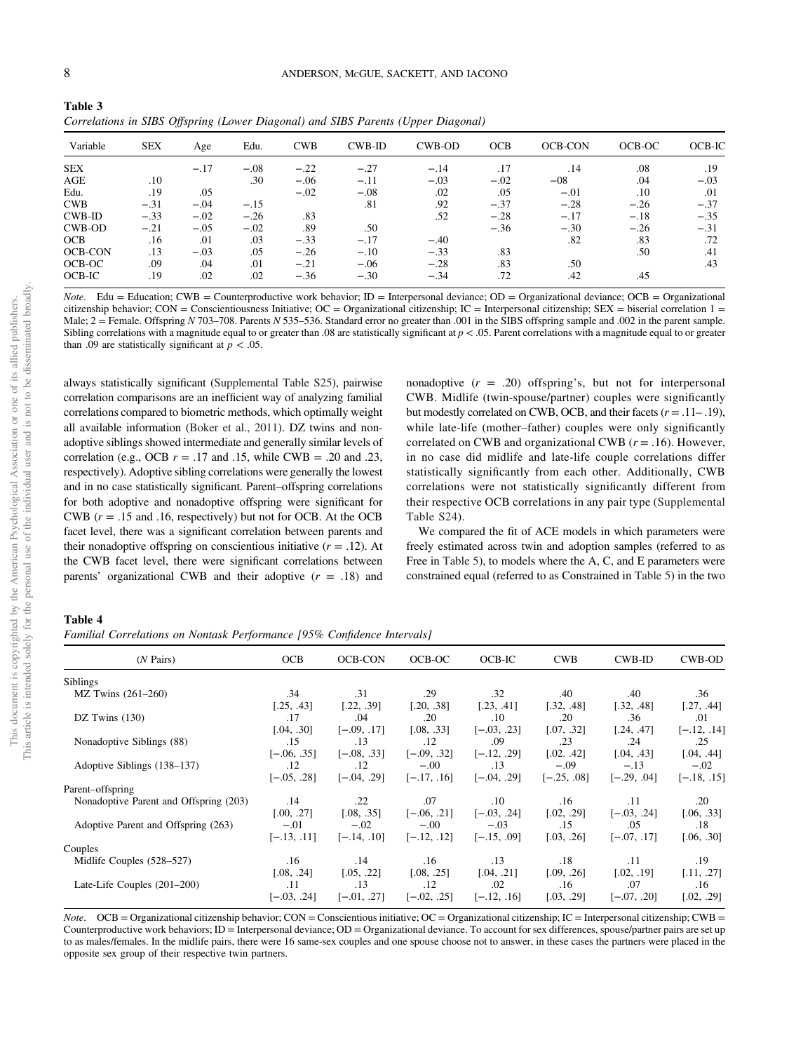**Table 3**

*Correlations in SIBS Offspring (Lower Diagonal) and SIBS Parents (Upper Diagonal)*

| Variable | SEX | Age | Edu. | CWB | CWB-ID | CWB-OD | OCB | OCB-CON | OCB-OC | OCB-IC |
|---|---|---|---|---|---|---|---|---|---|---|
| SEX | | −.17 | −.08 | −.22 | −.27 | −.14 | .17 | .14 | .08 | .19 |
| AGE | .10 | | .30 | −.06 | −.11 | −.03 | −.02 | −08 | .04 | −.03 |
| Edu. | .19 | .05 | | −.02 | −.08 | .02 | .05 | −.01 | .10 | .01 |
| CWB | −.31 | −.04 | −.15 | | .81 | .92 | −.37 | −.28 | −.26 | −.37 |
| CWB-ID | −.33 | −.02 | −.26 | .83 | | .52 | −.28 | −.17 | −.18 | −.35 |
| CWB-OD | −.21 | −.05 | −.02 | .89 | .50 | | −.36 | −.30 | −.26 | −.31 |
| OCB | .16 | .01 | .03 | −.33 | −.17 | −.40 | | .82 | .83 | .72 |
| OCB-CON | .13 | −.03 | .05 | −.26 | −.10 | −.33 | .83 | | .50 | .41 |
| OCB-OC | .09 | .04 | .01 | −.21 | −.06 | −.28 | .83 | .50 | | .43 |
| OCB-IC | .19 | .02 | .02 | −.36 | −.30 | −.34 | .72 | .42 | .45 | |

*Note.* Edu = Education; CWB = Counterproductive work behavior; ID = Interpersonal deviance; OD = Organizational deviance; OCB = Organizational citizenship behavior; CON = Conscientiousness Initiative; OC = Organizational citizenship; IC = Interpersonal citizenship; SEX = biserial correlation 1 = Male; 2 = Female. Offspring *N* 703–708. Parents *N* 535–536. Standard error no greater than .001 in the SIBS offspring sample and .002 in the parent sample. Sibling correlations with a magnitude equal to or greater than .08 are statistically significant at $p < .05$. Parent correlations with a magnitude equal to or greater than .09 are statistically significant at $p < .05$.

always statistically significant (Supplemental Table S25), pairwise correlation comparisons are an inefficient way of analyzing familial correlations compared to biometric methods, which optimally weight all available information (Boker et al., 2011). DZ twins and nonadoptive siblings showed intermediate and generally similar levels of correlation (e.g., OCB $r = .17$ and .15, while CWB = .20 and .23, respectively). Adoptive sibling correlations were generally the lowest and in no case statistically significant. Parent–offspring correlations for both adoptive and nonadoptive offspring were significant for CWB ($r = .15$ and .16, respectively) but not for OCB. At the OCB facet level, there was a significant correlation between parents and their nonadoptive offspring on conscientious initiative ($r = .12$). At the CWB facet level, there were significant correlations between parents' organizational CWB and their adoptive ($r = .18$) and nonadoptive ($r = .20$) offspring's, but not for interpersonal CWB. Midlife (twin-spouse/partner) couples were significantly but modestly correlated on CWB, OCB, and their facets ($r = .11$– .19), while late-life (mother–father) couples were only significantly correlated on CWB and organizational CWB ($r = .16$). However, in no case did midlife and late-life couple correlations differ statistically significantly from each other. Additionally, CWB correlations were not statistically significantly different from their respective OCB correlations in any pair type (Supplemental Table S24).

We compared the fit of ACE models in which parameters were freely estimated across twin and adoption samples (referred to as Free in Table 5), to models where the A, C, and E parameters were constrained equal (referred to as Constrained in Table 5) in the two

**Table 4**

*Familial Correlations on Nontask Performance [95% Confidence Intervals]*

| (*N* Pairs) | OCB | OCB-CON | OCB-OC | OCB-IC | CWB | CWB-ID | CWB-OD |
|---|---|---|---|---|---|---|---|
| Siblings | | | | | | | |
| MZ Twins (261–260) | .34 | .31 | .29 | .32 | .40 | .40 | .36 |
| | [.25, .43] | [.22, .39] | [.20, .38] | [.23, .41] | [.32, .48] | [.32, .48] | [.27, .44] |
| DZ Twins (130) | .17 | .04 | .20 | .10 | .20 | .36 | .01 |
| | [.04, .30] | [−.09, .17] | [.08, .33] | [−.03, .23] | [.07, .32] | [.24, .47] | [−.12, .14] |
| Nonadoptive Siblings (88) | .15 | .13 | .12 | .09 | .23 | .24 | .25 |
| | [−.06, .35] | [−.08, .33] | [−.09, .32] | [−.12, .29] | [.02. .42] | [.04, .43] | [.04, .44] |
| Adoptive Siblings (138–137) | .12 | .12 | −.00 | .13 | −.09 | −.13 | −.02 |
| | [−.05, .28] | [−.04, .29] | [−.17, .16] | [−.04, .29] | [−.25, .08] | [−.29, .04] | [−.18, .15] |
| Parent–offspring | | | | | | | |
| Nonadoptive Parent and Offspring (203) | .14 | .22 | .07 | .10 | .16 | .11 | .20 |
| | [.00, .27] | [.08, .35] | [−.06, .21] | [−.03, .24] | [.02, .29] | [−.03, .24] | [.06, .33] |
| Adoptive Parent and Offspring (263) | −.01 | −.02 | −.00 | −.03 | .15 | .05 | .18 |
| | [−.13, .11] | [−.14, .10] | [−.12, .12] | [−.15, .09] | [.03, .26] | [−.07, .17] | [.06, .30] |
| Couples | | | | | | | |
| Midlife Couples (528–527) | .16 | .14 | .16 | .13 | .18 | .11 | .19 |
| | [.08, .24] | [.05, .22] | [.08, .25] | [.04, .21] | [.09, .26] | [.02, .19] | [.11, .27] |
| Late-Life Couples (201–200) | .11 | .13 | .12 | .02 | .16 | .07 | .16 |
| | [−.03, .24] | [−.01, .27] | [−.02, .25] | [−.12, .16] | [.03, .29] | [−.07, .20] | [.02, .29] |

*Note.* OCB = Organizational citizenship behavior; CON = Conscientious initiative; OC = Organizational citizenship; IC = Interpersonal citizenship; CWB = Counterproductive work behaviors; ID = Interpersonal deviance; OD = Organizational deviance. To account for sex differences, spouse/partner pairs are set up to as males/females. In the midlife pairs, there were 16 same-sex couples and one spouse choose not to answer, in these cases the partners were placed in the opposite sex group of their respective twin partners.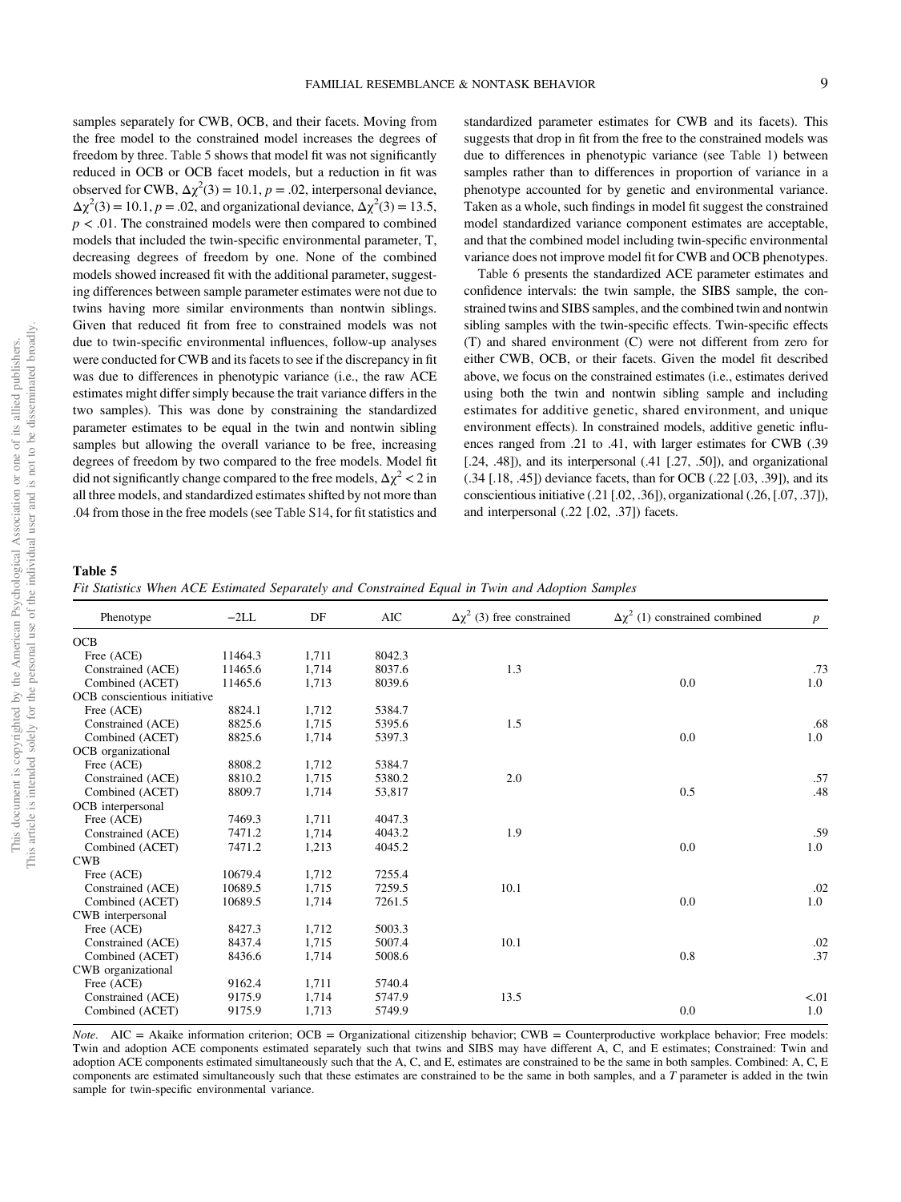samples separately for CWB, OCB, and their facets. Moving from the free model to the constrained model increases the degrees of freedom by three. Table 5 shows that model fit was not significantly reduced in OCB or OCB facet models, but a reduction in fit was observed for CWB, $\Delta\chi^2(3) = 10.1$, $p = .02$, interpersonal deviance, $\Delta\chi^2(3) = 10.1$, $p = .02$, and organizational deviance, $\Delta\chi^2(3) = 13.5$, $p < .01$. The constrained models were then compared to combined models that included the twin-specific environmental parameter, T, decreasing degrees of freedom by one. None of the combined models showed increased fit with the additional parameter, suggesting differences between sample parameter estimates were not due to twins having more similar environments than nontwin siblings. Given that reduced fit from free to constrained models was not due to twin-specific environmental influences, follow-up analyses were conducted for CWB and its facets to see if the discrepancy in fit was due to differences in phenotypic variance (i.e., the raw ACE estimates might differ simply because the trait variance differs in the two samples). This was done by constraining the standardized parameter estimates to be equal in the twin and nontwin sibling samples but allowing the overall variance to be free, increasing degrees of freedom by two compared to the free models. Model fit did not significantly change compared to the free models, $\Delta\chi^2 < 2$ in all three models, and standardized estimates shifted by not more than .04 from those in the free models (see Table S14, for fit statistics and standardized parameter estimates for CWB and its facets). This suggests that drop in fit from the free to the constrained models was due to differences in phenotypic variance (see Table 1) between samples rather than to differences in proportion of variance in a phenotype accounted for by genetic and environmental variance. Taken as a whole, such findings in model fit suggest the constrained model standardized variance component estimates are acceptable, and that the combined model including twin-specific environmental variance does not improve model fit for CWB and OCB phenotypes.

Table 6 presents the standardized ACE parameter estimates and confidence intervals: the twin sample, the SIBS sample, the constrained twins and SIBS samples, and the combined twin and nontwin sibling samples with the twin-specific effects. Twin-specific effects (T) and shared environment (C) were not different from zero for either CWB, OCB, or their facets. Given the model fit described above, we focus on the constrained estimates (i.e., estimates derived using both the twin and nontwin sibling sample and including estimates for additive genetic, shared environment, and unique environment effects). In constrained models, additive genetic influences ranged from .21 to .41, with larger estimates for CWB (.39 [.24, .48]), and its interpersonal (.41 [.27, .50]), and organizational (.34 [.18, .45]) deviance facets, than for OCB (.22 [.03, .39]), and its conscientious initiative (.21 [.02, .36]), organizational (.26, [.07, .37]), and interpersonal (.22 [.02, .37]) facets.

**Table 5**

*Fit Statistics When ACE Estimated Separately and Constrained Equal in Twin and Adoption Samples*

| Phenotype | −2LL | DF | AIC | $\Delta\chi^2$ (3) free constrained | $\Delta\chi^2$ (1) constrained combined | $p$ |
|---|---|---|---|---|---|---|
| OCB | | | | | | |
| Free (ACE) | 11464.3 | 1,711 | 8042.3 | | | |
| Constrained (ACE) | 11465.6 | 1,714 | 8037.6 | 1.3 | | .73 |
| Combined (ACET) | 11465.6 | 1,713 | 8039.6 | | 0.0 | 1.0 |
| OCB conscientious initiative | | | | | | |
| Free (ACE) | 8824.1 | 1,712 | 5384.7 | | | |
| Constrained (ACE) | 8825.6 | 1,715 | 5395.6 | 1.5 | | .68 |
| Combined (ACET) | 8825.6 | 1,714 | 5397.3 | | 0.0 | 1.0 |
| OCB organizational | | | | | | |
| Free (ACE) | 8808.2 | 1,712 | 5384.7 | | | |
| Constrained (ACE) | 8810.2 | 1,715 | 5380.2 | 2.0 | | .57 |
| Combined (ACET) | 8809.7 | 1,714 | 53,817 | | 0.5 | .48 |
| OCB interpersonal | | | | | | |
| Free (ACE) | 7469.3 | 1,711 | 4047.3 | | | |
| Constrained (ACE) | 7471.2 | 1,714 | 4043.2 | 1.9 | | .59 |
| Combined (ACET) | 7471.2 | 1,213 | 4045.2 | | 0.0 | 1.0 |
| CWB | | | | | | |
| Free (ACE) | 10679.4 | 1,712 | 7255.4 | | | |
| Constrained (ACE) | 10689.5 | 1,715 | 7259.5 | 10.1 | | .02 |
| Combined (ACET) | 10689.5 | 1,714 | 7261.5 | | 0.0 | 1.0 |
| CWB interpersonal | | | | | | |
| Free (ACE) | 8427.3 | 1,712 | 5003.3 | | | |
| Constrained (ACE) | 8437.4 | 1,715 | 5007.4 | 10.1 | | .02 |
| Combined (ACET) | 8436.6 | 1,714 | 5008.6 | | 0.8 | .37 |
| CWB organizational | | | | | | |
| Free (ACE) | 9162.4 | 1,711 | 5740.4 | | | |
| Constrained (ACE) | 9175.9 | 1,714 | 5747.9 | 13.5 | | <.01 |
| Combined (ACET) | 9175.9 | 1,713 | 5749.9 | | 0.0 | 1.0 |

*Note*. AIC = Akaike information criterion; OCB = Organizational citizenship behavior; CWB = Counterproductive workplace behavior; Free models: Twin and adoption ACE components estimated separately such that twins and SIBS may have different A, C, and E estimates; Constrained: Twin and adoption ACE components estimated simultaneously such that the A, C, and E, estimates are constrained to be the same in both samples. Combined: A, C, E components are estimated simultaneously such that these estimates are constrained to be the same in both samples, and a *T* parameter is added in the twin sample for twin-specific environmental variance.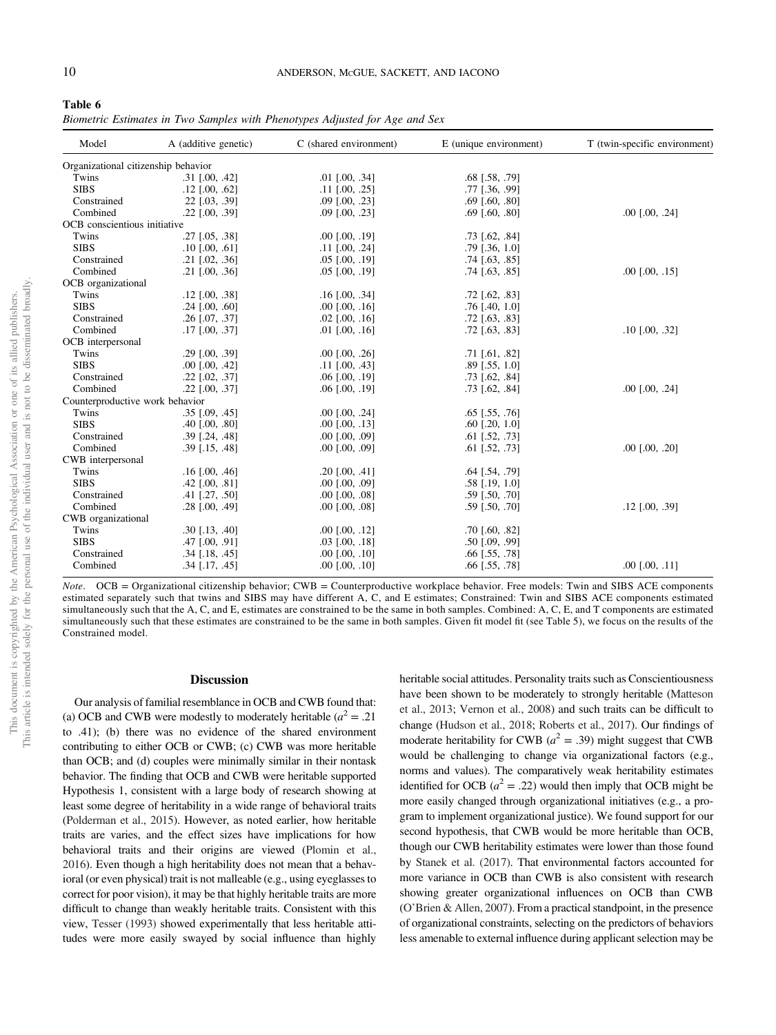**Table 6**

*Biometric Estimates in Two Samples with Phenotypes Adjusted for Age and Sex*

| Model | A (additive genetic) | C (shared environment) | E (unique environment) | T (twin-specific environment) |
|---|---|---|---|---|
| Organizational citizenship behavior | | | | |
| Twins | .31 [.00, .42] | .01 [.00, .34] | .68 [.58, .79] | |
| SIBS | .12 [.00, .62] | .11 [.00, .25] | .77 [.36, .99] | |
| Constrained | 22 [.03, .39] | .09 [.00, .23] | .69 [.60, .80] | |
| Combined | .22 [.00, .39] | .09 [.00, .23] | .69 [.60, .80] | .00 [.00, .24] |
| OCB conscientious initiative | | | | |
| Twins | .27 [.05, .38] | .00 [.00, .19] | .73 [.62, .84] | |
| SIBS | .10 [.00, .61] | .11 [.00, .24] | .79 [.36, 1.0] | |
| Constrained | .21 [.02, .36] | .05 [.00, .19] | .74 [.63, .85] | |
| Combined | .21 [.00, .36] | .05 [.00, .19] | .74 [.63, .85] | .00 [.00, .15] |
| OCB organizational | | | | |
| Twins | .12 [.00, .38] | .16 [.00, .34] | .72 [.62, .83] | |
| SIBS | .24 [.00, .60] | .00 [.00, .16] | .76 [.40, 1.0] | |
| Constrained | .26 [.07, .37] | .02 [.00, .16] | .72 [.63, .83] | |
| Combined | .17 [.00, .37] | .01 [.00, .16] | .72 [.63, .83] | .10 [.00, .32] |
| OCB interpersonal | | | | |
| Twins | .29 [.00, .39] | .00 [.00, .26] | .71 [.61, .82] | |
| SIBS | .00 [.00, .42] | .11 [.00, .43] | .89 [.55, 1.0] | |
| Constrained | .22 [.02, .37] | .06 [.00, .19] | .73 [.62, .84] | |
| Combined | .22 [.00, .37] | .06 [.00, .19] | .73 [.62, .84] | .00 [.00, .24] |
| Counterproductive work behavior | | | | |
| Twins | .35 [.09, .45] | .00 [.00, .24] | .65 [.55, .76] | |
| SIBS | .40 [.00, .80] | .00 [.00, .13] | .60 [.20, 1.0] | |
| Constrained | .39 [.24, .48] | .00 [.00, .09] | .61 [.52, .73] | |
| Combined | .39 [.15, .48] | .00 [.00, .09] | .61 [.52, .73] | .00 [.00, .20] |
| CWB interpersonal | | | | |
| Twins | .16 [.00, .46] | .20 [.00, .41] | .64 [.54, .79] | |
| SIBS | .42 [.00, .81] | .00 [.00, .09] | .58 [.19, 1.0] | |
| Constrained | .41 [.27, .50] | .00 [.00, .08] | .59 [.50, .70] | |
| Combined | .28 [.00, .49] | .00 [.00, .08] | .59 [.50, .70] | .12 [.00, .39] |
| CWB organizational | | | | |
| Twins | .30 [.13, .40] | .00 [.00, .12] | .70 [.60, .82] | |
| SIBS | .47 [.00, .91] | .03 [.00, .18] | .50 [.09, .99] | |
| Constrained | .34 [.18, .45] | .00 [.00, .10] | .66 [.55, .78] | |
| Combined | .34 [.17, .45] | .00 [.00, .10] | .66 [.55, .78] | .00 [.00, .11] |

*Note*. OCB = Organizational citizenship behavior; CWB = Counterproductive workplace behavior. Free models: Twin and SIBS ACE components estimated separately such that twins and SIBS may have different A, C, and E estimates; Constrained: Twin and SIBS ACE components estimated simultaneously such that the A, C, and E, estimates are constrained to be the same in both samples. Combined: A, C, E, and T components are estimated simultaneously such that these estimates are constrained to be the same in both samples. Given fit model fit (see Table 5), we focus on the results of the Constrained model.

## Discussion

Our analysis of familial resemblance in OCB and CWB found that: (a) OCB and CWB were modestly to moderately heritable ($a^2 = .21$ to .41); (b) there was no evidence of the shared environment contributing to either OCB or CWB; (c) CWB was more heritable than OCB; and (d) couples were minimally similar in their nontask behavior. The finding that OCB and CWB were heritable supported Hypothesis 1, consistent with a large body of research showing at least some degree of heritability in a wide range of behavioral traits (Polderman et al., 2015). However, as noted earlier, how heritable traits are varies, and the effect sizes have implications for how behavioral traits and their origins are viewed (Plomin et al., 2016). Even though a high heritability does not mean that a behavioral (or even physical) trait is not malleable (e.g., using eyeglasses to correct for poor vision), it may be that highly heritable traits are more difficult to change than weakly heritable traits. Consistent with this view, Tesser (1993) showed experimentally that less heritable attitudes were more easily swayed by social influence than highly heritable social attitudes. Personality traits such as Conscientiousness have been shown to be moderately to strongly heritable (Matteson et al., 2013; Vernon et al., 2008) and such traits can be difficult to change (Hudson et al., 2018; Roberts et al., 2017). Our findings of moderate heritability for CWB ($a^2 = .39$) might suggest that CWB would be challenging to change via organizational factors (e.g., norms and values). The comparatively weak heritability estimates identified for OCB ($a^2 = .22$) would then imply that OCB might be more easily changed through organizational initiatives (e.g., a program to implement organizational justice). We found support for our second hypothesis, that CWB would be more heritable than OCB, though our CWB heritability estimates were lower than those found by Stanek et al. (2017). That environmental factors accounted for more variance in OCB than CWB is also consistent with research showing greater organizational influences on OCB than CWB (O'Brien & Allen, 2007). From a practical standpoint, in the presence of organizational constraints, selecting on the predictors of behaviors less amenable to external influence during applicant selection may be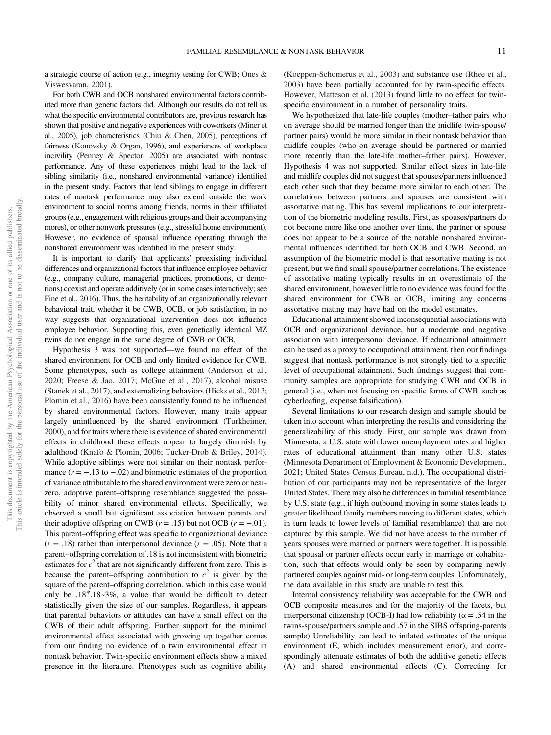a strategic course of action (e.g., integrity testing for CWB; Ones & Viswesvaran, 2001).

For both CWB and OCB nonshared environmental factors contributed more than genetic factors did. Although our results do not tell us what the specific environmental contributors are, previous research has shown that positive and negative experiences with coworkers (Miner et al., 2005), job characteristics (Chiu & Chen, 2005), perceptions of fairness (Konovsky & Organ, 1996), and experiences of workplace incivility (Penney & Spector, 2005) are associated with nontask performance. Any of these experiences might lead to the lack of sibling similarity (i.e., nonshared environmental variance) identified in the present study. Factors that lead siblings to engage in different rates of nontask performance may also extend outside the work environment to social norms among friends, norms in their affiliated groups (e.g., engagement with religious groups and their accompanying mores), or other nonwork pressures (e.g., stressful home environment). However, no evidence of spousal influence operating through the nonshared environment was identified in the present study.

It is important to clarify that applicants' preexisting individual differences and organizational factors that influence employee behavior (e.g., company culture, managerial practices, promotions, or demotions) coexist and operate additively (or in some cases interactively; see Fine et al., 2016). Thus, the heritability of an organizationally relevant behavioral trait, whether it be CWB, OCB, or job satisfaction, in no way suggests that organizational intervention does not influence employee behavior. Supporting this, even genetically identical MZ twins do not engage in the same degree of CWB or OCB.

Hypothesis 3 was not supported—we found no effect of the shared environment for OCB and only limited evidence for CWB. Some phenotypes, such as college attainment (Anderson et al., 2020; Freese & Jao, 2017; McGue et al., 2017), alcohol misuse (Stanek et al., 2017), and externalizing behaviors (Hicks et al., 2013; Plomin et al., 2016) have been consistently found to be influenced by shared environmental factors. However, many traits appear largely uninfluenced by the shared environment (Turkheimer, 2000), and for traits where there is evidence of shared environmental effects in childhood these effects appear to largely diminish by adulthood (Knafo & Plomin, 2006; Tucker-Drob & Briley, 2014). While adoptive siblings were not similar on their nontask performance ($r = -.13$ to $-.02$) and biometric estimates of the proportion of variance attributable to the shared environment were zero or near-zero, adoptive parent–offspring resemblance suggested the possibility of minor shared environmental effects. Specifically, we observed a small but significant association between parents and their adoptive offspring on CWB ($r = .15$) but not OCB ($r = -.01$). This parent–offspring effect was specific to organizational deviance ($r = .18$) rather than interpersonal deviance ($r = .05$). Note that a parent–offspring correlation of .18 is not inconsistent with biometric estimates for $c^2$ that are not significantly different from zero. This is because the parent–offspring contribution to $c^2$ is given by the square of the parent–offspring correlation, which in this case would only be .18*.18~3%, a value that would be difficult to detect statistically given the size of our samples. Regardless, it appears that parental behaviors or attitudes can have a small effect on the CWB of their adult offspring. Further support for the minimal environmental effect associated with growing up together comes from our finding no evidence of a twin environmental effect in nontask behavior. Twin-specific environment effects show a mixed presence in the literature. Phenotypes such as cognitive ability (Koeppen-Schomerus et al., 2003) and substance use (Rhee et al., 2003) have been partially accounted for by twin-specific effects. However, Matteson et al. (2013) found little to no effect for twin-specific environment in a number of personality traits.

We hypothesized that late-life couples (mother–father pairs who on average should be married longer than the midlife twin-spouse/partner pairs) would be more similar in their nontask behavior than midlife couples (who on average should be partnered or married more recently than the late-life mother–father pairs). However, Hypothesis 4 was not supported. Similar effect sizes in late-life and midlife couples did not suggest that spouses/partners influenced each other such that they became more similar to each other. The correlations between partners and spouses are consistent with assortative mating. This has several implications to our interpretation of the biometric modeling results. First, as spouses/partners do not become more like one another over time, the partner or spouse does not appear to be a source of the notable nonshared environmental influences identified for both OCB and CWB. Second, an assumption of the biometric model is that assortative mating is not present, but we find small spouse/partner correlations. The existence of assortative mating typically results in an overestimate of the shared environment, however little to no evidence was found for the shared environment for CWB or OCB, limiting any concerns assortative mating may have had on the model estimates.

Educational attainment showed inconsequential associations with OCB and organizational deviance, but a moderate and negative association with interpersonal deviance. If educational attainment can be used as a proxy to occupational attainment, then our findings suggest that nontask performance is not strongly tied to a specific level of occupational attainment. Such findings suggest that community samples are appropriate for studying CWB and OCB in general (i.e., when not focusing on specific forms of CWB, such as cyberloafing, expense falsification).

Several limitations to our research design and sample should be taken into account when interpreting the results and considering the generalizability of this study. First, our sample was drawn from Minnesota, a U.S. state with lower unemployment rates and higher rates of educational attainment than many other U.S. states (Minnesota Department of Employment & Economic Development, 2021; United States Census Bureau, n.d.). The occupational distribution of our participants may not be representative of the larger United States. There may also be differences in familial resemblance by U.S. state (e.g., if high outbound moving in some states leads to greater likelihood family members moving to different states, which in turn leads to lower levels of familial resemblance) that are not captured by this sample. We did not have access to the number of years spouses were married or partners were together. It is possible that spousal or partner effects occur early in marriage or cohabitation, such that effects would only be seen by comparing newly partnered couples against mid- or long-term couples. Unfortunately, the data available in this study are unable to test this.

Internal consistency reliability was acceptable for the CWB and OCB composite measures and for the majority of the facets, but interpersonal citizenship (OCB-I) had low reliability ($\alpha = .54$ in the twins-spouse/partners sample and .57 in the SIBS offspring-parents sample) Unreliability can lead to inflated estimates of the unique environment (E, which includes measurement error), and correspondingly attenuate estimates of both the additive genetic effects (A) and shared environmental effects (C). Correcting for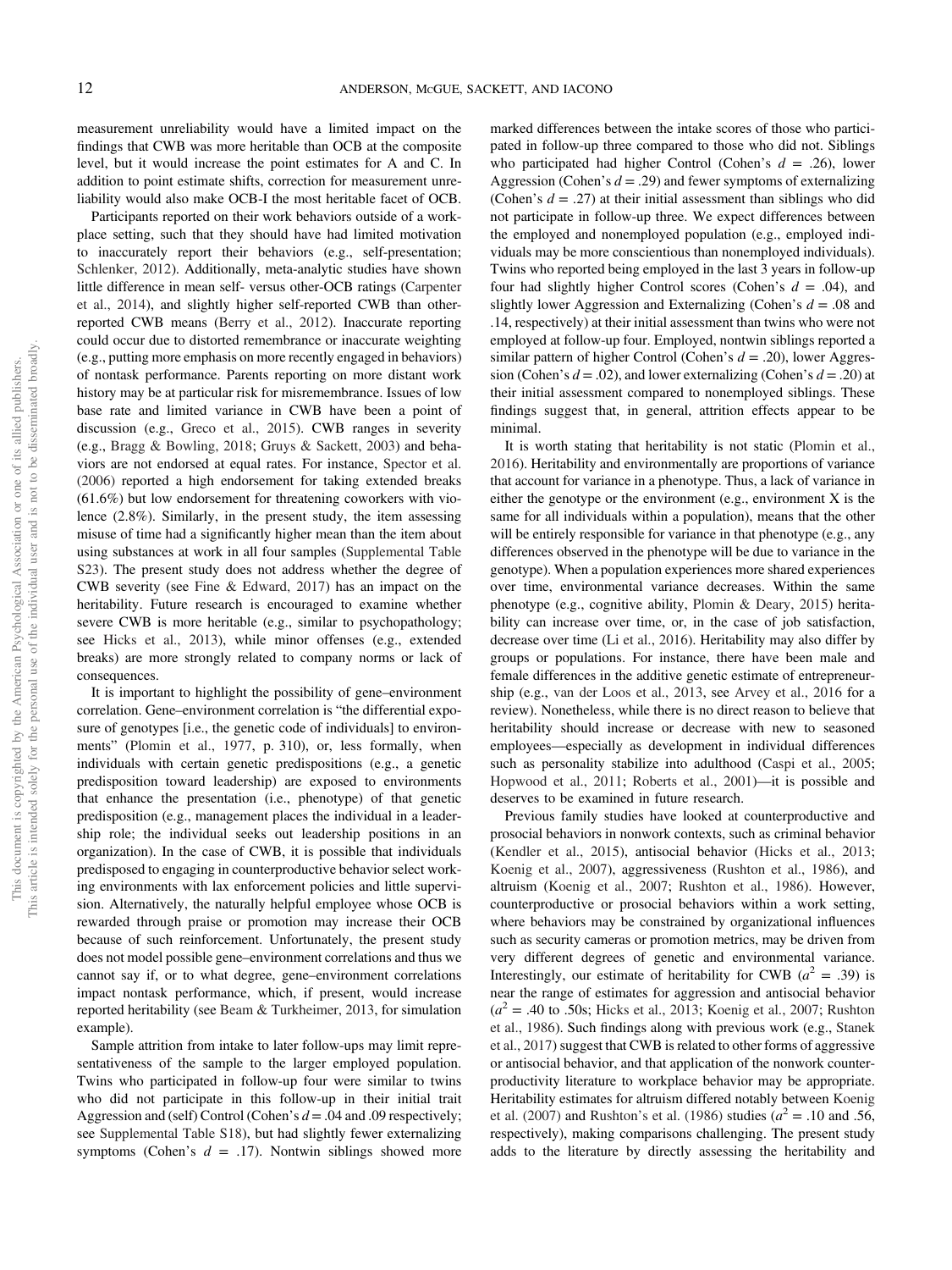measurement unreliability would have a limited impact on the findings that CWB was more heritable than OCB at the composite level, but it would increase the point estimates for A and C. In addition to point estimate shifts, correction for measurement unreliability would also make OCB-I the most heritable facet of OCB.

Participants reported on their work behaviors outside of a workplace setting, such that they should have had limited motivation to inaccurately report their behaviors (e.g., self-presentation; Schlenker, 2012). Additionally, meta-analytic studies have shown little difference in mean self- versus other-OCB ratings (Carpenter et al., 2014), and slightly higher self-reported CWB than other-reported CWB means (Berry et al., 2012). Inaccurate reporting could occur due to distorted remembrance or inaccurate weighting (e.g., putting more emphasis on more recently engaged in behaviors) of nontask performance. Parents reporting on more distant work history may be at particular risk for misremembrance. Issues of low base rate and limited variance in CWB have been a point of discussion (e.g., Greco et al., 2015). CWB ranges in severity (e.g., Bragg & Bowling, 2018; Gruys & Sackett, 2003) and behaviors are not endorsed at equal rates. For instance, Spector et al. (2006) reported a high endorsement for taking extended breaks (61.6%) but low endorsement for threatening coworkers with violence (2.8%). Similarly, in the present study, the item assessing misuse of time had a significantly higher mean than the item about using substances at work in all four samples (Supplemental Table S23). The present study does not address whether the degree of CWB severity (see Fine & Edward, 2017) has an impact on the heritability. Future research is encouraged to examine whether severe CWB is more heritable (e.g., similar to psychopathology; see Hicks et al., 2013), while minor offenses (e.g., extended breaks) are more strongly related to company norms or lack of consequences.

It is important to highlight the possibility of gene–environment correlation. Gene–environment correlation is "the differential exposure of genotypes [i.e., the genetic code of individuals] to environments" (Plomin et al., 1977, p. 310), or, less formally, when individuals with certain genetic predispositions (e.g., a genetic predisposition toward leadership) are exposed to environments that enhance the presentation (i.e., phenotype) of that genetic predisposition (e.g., management places the individual in a leadership role; the individual seeks out leadership positions in an organization). In the case of CWB, it is possible that individuals predisposed to engaging in counterproductive behavior select working environments with lax enforcement policies and little supervision. Alternatively, the naturally helpful employee whose OCB is rewarded through praise or promotion may increase their OCB because of such reinforcement. Unfortunately, the present study does not model possible gene–environment correlations and thus we cannot say if, or to what degree, gene–environment correlations impact nontask performance, which, if present, would increase reported heritability (see Beam & Turkheimer, 2013, for simulation example).

Sample attrition from intake to later follow-ups may limit representativeness of the sample to the larger employed population. Twins who participated in follow-up four were similar to twins who did not participate in this follow-up in their initial trait Aggression and (self) Control (Cohen's $d = .04$ and .09 respectively; see Supplemental Table S18), but had slightly fewer externalizing symptoms (Cohen's $d = .17$). Nontwin siblings showed more marked differences between the intake scores of those who participated in follow-up three compared to those who did not. Siblings who participated had higher Control (Cohen's $d = .26$), lower Aggression (Cohen's $d = .29$) and fewer symptoms of externalizing (Cohen's $d = .27$) at their initial assessment than siblings who did not participate in follow-up three. We expect differences between the employed and nonemployed population (e.g., employed individuals may be more conscientious than nonemployed individuals). Twins who reported being employed in the last 3 years in follow-up four had slightly higher Control scores (Cohen's $d = .04$), and slightly lower Aggression and Externalizing (Cohen's $d = .08$ and .14, respectively) at their initial assessment than twins who were not employed at follow-up four. Employed, nontwin siblings reported a similar pattern of higher Control (Cohen's $d = .20$), lower Aggression (Cohen's $d = .02$), and lower externalizing (Cohen's $d = .20$) at their initial assessment compared to nonemployed siblings. These findings suggest that, in general, attrition effects appear to be minimal.

It is worth stating that heritability is not static (Plomin et al., 2016). Heritability and environmentally are proportions of variance that account for variance in a phenotype. Thus, a lack of variance in either the genotype or the environment (e.g., environment X is the same for all individuals within a population), means that the other will be entirely responsible for variance in that phenotype (e.g., any differences observed in the phenotype will be due to variance in the genotype). When a population experiences more shared experiences over time, environmental variance decreases. Within the same phenotype (e.g., cognitive ability, Plomin & Deary, 2015) heritability can increase over time, or, in the case of job satisfaction, decrease over time (Li et al., 2016). Heritability may also differ by groups or populations. For instance, there have been male and female differences in the additive genetic estimate of entrepreneurship (e.g., van der Loos et al., 2013, see Arvey et al., 2016 for a review). Nonetheless, while there is no direct reason to believe that heritability should increase or decrease with new to seasoned employees—especially as development in individual differences such as personality stabilize into adulthood (Caspi et al., 2005; Hopwood et al., 2011; Roberts et al., 2001)—it is possible and deserves to be examined in future research.

Previous family studies have looked at counterproductive and prosocial behaviors in nonwork contexts, such as criminal behavior (Kendler et al., 2015), antisocial behavior (Hicks et al., 2013; Koenig et al., 2007), aggressiveness (Rushton et al., 1986), and altruism (Koenig et al., 2007; Rushton et al., 1986). However, counterproductive or prosocial behaviors within a work setting, where behaviors may be constrained by organizational influences such as security cameras or promotion metrics, may be driven from very different degrees of genetic and environmental variance. Interestingly, our estimate of heritability for CWB ($a^2 = .39$) is near the range of estimates for aggression and antisocial behavior ($a^2 = .40$ to .50s; Hicks et al., 2013; Koenig et al., 2007; Rushton et al., 1986). Such findings along with previous work (e.g., Stanek et al., 2017) suggest that CWB is related to other forms of aggressive or antisocial behavior, and that application of the nonwork counterproductivity literature to workplace behavior may be appropriate. Heritability estimates for altruism differed notably between Koenig et al. (2007) and Rushton's et al. (1986) studies ($a^2 = .10$ and .56, respectively), making comparisons challenging. The present study adds to the literature by directly assessing the heritability and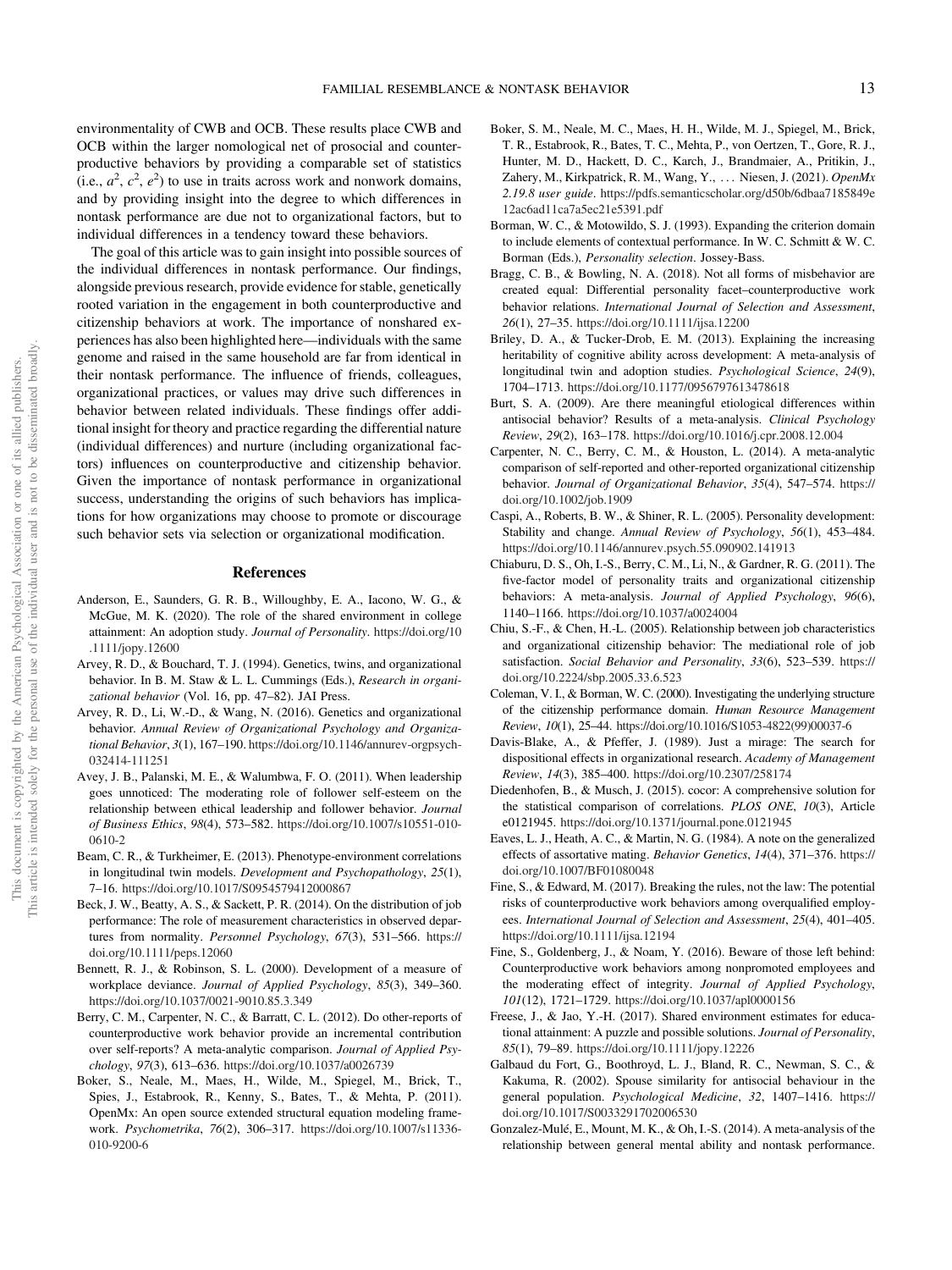environmentality of CWB and OCB. These results place CWB and OCB within the larger nomological net of prosocial and counterproductive behaviors by providing a comparable set of statistics (i.e., $a^2$, $c^2$, $e^2$) to use in traits across work and nonwork domains, and by providing insight into the degree to which differences in nontask performance are due not to organizational factors, but to individual differences in a tendency toward these behaviors.

The goal of this article was to gain insight into possible sources of the individual differences in nontask performance. Our findings, alongside previous research, provide evidence for stable, genetically rooted variation in the engagement in both counterproductive and citizenship behaviors at work. The importance of nonshared experiences has also been highlighted here—individuals with the same genome and raised in the same household are far from identical in their nontask performance. The influence of friends, colleagues, organizational practices, or values may drive such differences in behavior between related individuals. These findings offer additional insight for theory and practice regarding the differential nature (individual differences) and nurture (including organizational factors) influences on counterproductive and citizenship behavior. Given the importance of nontask performance in organizational success, understanding the origins of such behaviors has implications for how organizations may choose to promote or discourage such behavior sets via selection or organizational modification.

## References

Anderson, E., Saunders, G. R. B., Willoughby, E. A., Iacono, W. G., & McGue, M. K. (2020). The role of the shared environment in college attainment: An adoption study. *Journal of Personality*. https://doi.org/10.1111/jopy.12600

Arvey, R. D., & Bouchard, T. J. (1994). Genetics, twins, and organizational behavior. In B. M. Staw & L. L. Cummings (Eds.), *Research in organizational behavior* (Vol. 16, pp. 47–82). JAI Press.

Arvey, R. D., Li, W.-D., & Wang, N. (2016). Genetics and organizational behavior. *Annual Review of Organizational Psychology and Organizational Behavior*, *3*(1), 167–190. https://doi.org/10.1146/annurev-orgpsych-032414-111251

Avey, J. B., Palanski, M. E., & Walumbwa, F. O. (2011). When leadership goes unnoticed: The moderating role of follower self-esteem on the relationship between ethical leadership and follower behavior. *Journal of Business Ethics*, *98*(4), 573–582. https://doi.org/10.1007/s10551-010-0610-2

Beam, C. R., & Turkheimer, E. (2013). Phenotype-environment correlations in longitudinal twin models. *Development and Psychopathology*, *25*(1), 7–16. https://doi.org/10.1017/S0954579412000867

Beck, J. W., Beatty, A. S., & Sackett, P. R. (2014). On the distribution of job performance: The role of measurement characteristics in observed departures from normality. *Personnel Psychology*, *67*(3), 531–566. https://doi.org/10.1111/peps.12060

Bennett, R. J., & Robinson, S. L. (2000). Development of a measure of workplace deviance. *Journal of Applied Psychology*, *85*(3), 349–360. https://doi.org/10.1037/0021-9010.85.3.349

Berry, C. M., Carpenter, N. C., & Barratt, C. L. (2012). Do other-reports of counterproductive work behavior provide an incremental contribution over self-reports? A meta-analytic comparison. *Journal of Applied Psychology*, *97*(3), 613–636. https://doi.org/10.1037/a0026739

Boker, S., Neale, M., Maes, H., Wilde, M., Spiegel, M., Brick, T., Spies, J., Estabrook, R., Kenny, S., Bates, T., & Mehta, P. (2011). OpenMx: An open source extended structural equation modeling framework. *Psychometrika*, *76*(2), 306–317. https://doi.org/10.1007/s11336-010-9200-6

Boker, S. M., Neale, M. C., Maes, H. H., Wilde, M. J., Spiegel, M., Brick, T. R., Estabrook, R., Bates, T. C., Mehta, P., von Oertzen, T., Gore, R. J., Hunter, M. D., Hackett, D. C., Karch, J., Brandmaier, A., Pritikin, J., Zahery, M., Kirkpatrick, R. M., Wang, Y., … Niesen, J. (2021). *OpenMx 2.19.8 user guide*. https://pdfs.semanticscholar.org/d50b/6dbaa7185849e12ac6ad11ca7a5ec21e5391.pdf

Borman, W. C., & Motowildo, S. J. (1993). Expanding the criterion domain to include elements of contextual performance. In W. C. Schmitt & W. C. Borman (Eds.), *Personality selection*. Jossey-Bass.

Bragg, C. B., & Bowling, N. A. (2018). Not all forms of misbehavior are created equal: Differential personality facet–counterproductive work behavior relations. *International Journal of Selection and Assessment*, *26*(1), 27–35. https://doi.org/10.1111/ijsa.12200

Briley, D. A., & Tucker-Drob, E. M. (2013). Explaining the increasing heritability of cognitive ability across development: A meta-analysis of longitudinal twin and adoption studies. *Psychological Science*, *24*(9), 1704–1713. https://doi.org/10.1177/0956797613478618

Burt, S. A. (2009). Are there meaningful etiological differences within antisocial behavior? Results of a meta-analysis. *Clinical Psychology Review*, *29*(2), 163–178. https://doi.org/10.1016/j.cpr.2008.12.004

Carpenter, N. C., Berry, C. M., & Houston, L. (2014). A meta-analytic comparison of self-reported and other-reported organizational citizenship behavior. *Journal of Organizational Behavior*, *35*(4), 547–574. https://doi.org/10.1002/job.1909

Caspi, A., Roberts, B. W., & Shiner, R. L. (2005). Personality development: Stability and change. *Annual Review of Psychology*, *56*(1), 453–484. https://doi.org/10.1146/annurev.psych.55.090902.141913

Chiaburu, D. S., Oh, I.-S., Berry, C. M., Li, N., & Gardner, R. G. (2011). The five-factor model of personality traits and organizational citizenship behaviors: A meta-analysis. *Journal of Applied Psychology*, *96*(6), 1140–1166. https://doi.org/10.1037/a0024004

Chiu, S.-F., & Chen, H.-L. (2005). Relationship between job characteristics and organizational citizenship behavior: The mediational role of job satisfaction. *Social Behavior and Personality*, *33*(6), 523–539. https://doi.org/10.2224/sbp.2005.33.6.523

Coleman, V. I., & Borman, W. C. (2000). Investigating the underlying structure of the citizenship performance domain. *Human Resource Management Review*, *10*(1), 25–44. https://doi.org/10.1016/S1053-4822(99)00037-6

Davis-Blake, A., & Pfeffer, J. (1989). Just a mirage: The search for dispositional effects in organizational research. *Academy of Management Review*, *14*(3), 385–400. https://doi.org/10.2307/258174

Diedenhofen, B., & Musch, J. (2015). cocor: A comprehensive solution for the statistical comparison of correlations. *PLOS ONE*, *10*(3), Article e0121945. https://doi.org/10.1371/journal.pone.0121945

Eaves, L. J., Heath, A. C., & Martin, N. G. (1984). A note on the generalized effects of assortative mating. *Behavior Genetics*, *14*(4), 371–376. https://doi.org/10.1007/BF01080048

Fine, S., & Edward, M. (2017). Breaking the rules, not the law: The potential risks of counterproductive work behaviors among overqualified employees. *International Journal of Selection and Assessment*, *25*(4), 401–405. https://doi.org/10.1111/ijsa.12194

Fine, S., Goldenberg, J., & Noam, Y. (2016). Beware of those left behind: Counterproductive work behaviors among nonpromoted employees and the moderating effect of integrity. *Journal of Applied Psychology*, *101*(12), 1721–1729. https://doi.org/10.1037/apl0000156

Freese, J., & Jao, Y.-H. (2017). Shared environment estimates for educational attainment: A puzzle and possible solutions. *Journal of Personality*, *85*(1), 79–89. https://doi.org/10.1111/jopy.12226

Galbaud du Fort, G., Boothroyd, L. J., Bland, R. C., Newman, S. C., & Kakuma, R. (2002). Spouse similarity for antisocial behaviour in the general population. *Psychological Medicine*, *32*, 1407–1416. https://doi.org/10.1017/S0033291702006530

Gonzalez-Mulé, E., Mount, M. K., & Oh, I.-S. (2014). A meta-analysis of the relationship between general mental ability and nontask performance.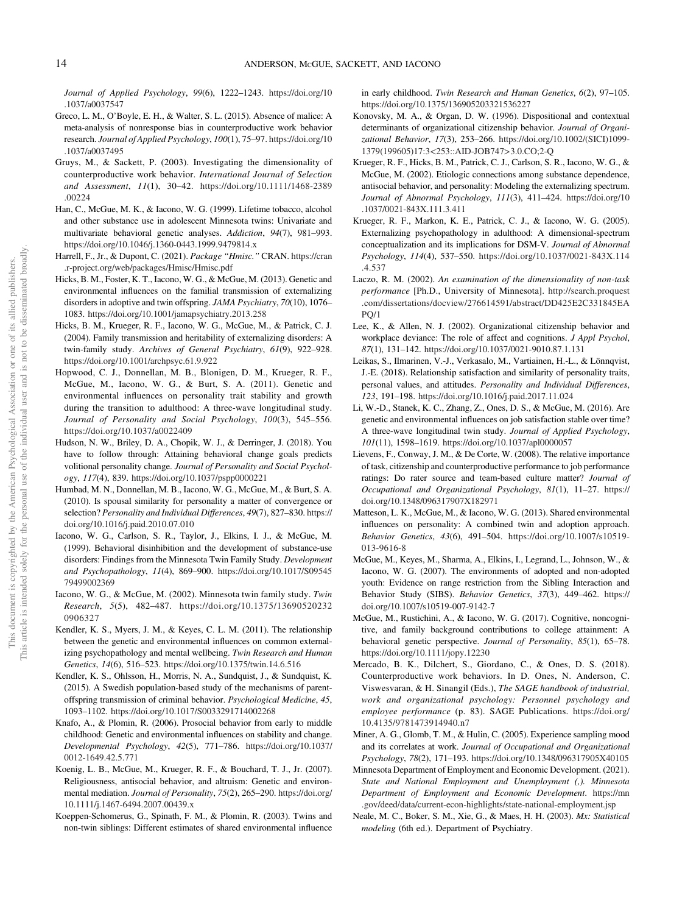*Journal of Applied Psychology*, *99*(6), 1222–1243. https://doi.org/10.1037/a0037547

Greco, L. M., O'Boyle, E. H., & Walter, S. L. (2015). Absence of malice: A meta-analysis of nonresponse bias in counterproductive work behavior research. *Journal of Applied Psychology*, *100*(1), 75–97. https://doi.org/10.1037/a0037495

Gruys, M., & Sackett, P. (2003). Investigating the dimensionality of counterproductive work behavior. *International Journal of Selection and Assessment*, *11*(1), 30–42. https://doi.org/10.1111/1468-2389.00224

Han, C., McGue, M. K., & Iacono, W. G. (1999). Lifetime tobacco, alcohol and other substance use in adolescent Minnesota twins: Univariate and multivariate behavioral genetic analyses. *Addiction*, *94*(7), 981–993. https://doi.org/10.1046/j.1360-0443.1999.9479814.x

Harrell, F., Jr., & Dupont, C. (2021). *Package "Hmisc."* CRAN. https://cran.r-project.org/web/packages/Hmisc/Hmisc.pdf

Hicks, B. M., Foster, K. T., Iacono, W. G., & McGue, M. (2013). Genetic and environmental influences on the familial transmission of externalizing disorders in adoptive and twin offspring. *JAMA Psychiatry*, *70*(10), 1076–1083. https://doi.org/10.1001/jamapsychiatry.2013.258

Hicks, B. M., Krueger, R. F., Iacono, W. G., McGue, M., & Patrick, C. J. (2004). Family transmission and heritability of externalizing disorders: A twin-family study. *Archives of General Psychiatry*, *61*(9), 922–928. https://doi.org/10.1001/archpsyc.61.9.922

Hopwood, C. J., Donnellan, M. B., Blonigen, D. M., Krueger, R. F., McGue, M., Iacono, W. G., & Burt, S. A. (2011). Genetic and environmental influences on personality trait stability and growth during the transition to adulthood: A three-wave longitudinal study. *Journal of Personality and Social Psychology*, *100*(3), 545–556. https://doi.org/10.1037/a0022409

Hudson, N. W., Briley, D. A., Chopik, W. J., & Derringer, J. (2018). You have to follow through: Attaining behavioral change goals predicts volitional personality change. *Journal of Personality and Social Psychology*, *117*(4), 839. https://doi.org/10.1037/pspp0000221

Humbad, M. N., Donnellan, M. B., Iacono, W. G., McGue, M., & Burt, S. A. (2010). Is spousal similarity for personality a matter of convergence or selection? *Personality and Individual Differences*, *49*(7), 827–830. https://doi.org/10.1016/j.paid.2010.07.010

Iacono, W. G., Carlson, S. R., Taylor, J., Elkins, I. J., & McGue, M. (1999). Behavioral disinhibition and the development of substance-use disorders: Findings from the Minnesota Twin Family Study. *Development and Psychopathology*, *11*(4), 869–900. https://doi.org/10.1017/S0954579499002369

Iacono, W. G., & McGue, M. (2002). Minnesota twin family study. *Twin Research*, *5*(5), 482–487. https://doi.org/10.1375/136905202320906327

Kendler, K. S., Myers, J. M., & Keyes, C. L. M. (2011). The relationship between the genetic and environmental influences on common externalizing psychopathology and mental wellbeing. *Twin Research and Human Genetics*, *14*(6), 516–523. https://doi.org/10.1375/twin.14.6.516

Kendler, K. S., Ohlsson, H., Morris, N. A., Sundquist, J., & Sundquist, K. (2015). A Swedish population-based study of the mechanisms of parent-offspring transmission of criminal behavior. *Psychological Medicine*, *45*, 1093–1102. https://doi.org/10.1017/S0033291714002268

Knafo, A., & Plomin, R. (2006). Prosocial behavior from early to middle childhood: Genetic and environmental influences on stability and change. *Developmental Psychology*, *42*(5), 771–786. https://doi.org/10.1037/0012-1649.42.5.771

Koenig, L. B., McGue, M., Krueger, R. F., & Bouchard, T. J., Jr. (2007). Religiousness, antisocial behavior, and altruism: Genetic and environmental mediation. *Journal of Personality*, *75*(2), 265–290. https://doi.org/10.1111/j.1467-6494.2007.00439.x

Koeppen-Schomerus, G., Spinath, F. M., & Plomin, R. (2003). Twins and non-twin siblings: Different estimates of shared environmental influence in early childhood. *Twin Research and Human Genetics*, *6*(2), 97–105. https://doi.org/10.1375/136905203321536227

Konovsky, M. A., & Organ, D. W. (1996). Dispositional and contextual determinants of organizational citizenship behavior. *Journal of Organizational Behavior*, *17*(3), 253–266. https://doi.org/10.1002/(SICI)1099-1379(199605)17:3<253::AID-JOB747>3.0.CO;2-Q

Krueger, R. F., Hicks, B. M., Patrick, C. J., Carlson, S. R., Iacono, W. G., & McGue, M. (2002). Etiologic connections among substance dependence, antisocial behavior, and personality: Modeling the externalizing spectrum. *Journal of Abnormal Psychology*, *111*(3), 411–424. https://doi.org/10.1037/0021-843X.111.3.411

Krueger, R. F., Markon, K. E., Patrick, C. J., & Iacono, W. G. (2005). Externalizing psychopathology in adulthood: A dimensional-spectrum conceptualization and its implications for DSM-V. *Journal of Abnormal Psychology*, *114*(4), 537–550. https://doi.org/10.1037/0021-843X.114.4.537

Laczo, R. M. (2002). *An examination of the dimensionality of non-task performance* [Ph.D., University of Minnesota]. http://search.proquest.com/dissertations/docview/276614591/abstract/DD425E2C331845EAPQ/1

Lee, K., & Allen, N. J. (2002). Organizational citizenship behavior and workplace deviance: The role of affect and cognitions. *J Appl Psychol*, *87*(1), 131–142. https://doi.org/10.1037/0021-9010.87.1.131

Leikas, S., Ilmarinen, V.-J., Verkasalo, M., Vartiainen, H.-L., & Lönnqvist, J.-E. (2018). Relationship satisfaction and similarity of personality traits, personal values, and attitudes. *Personality and Individual Differences*, *123*, 191–198. https://doi.org/10.1016/j.paid.2017.11.024

Li, W.-D., Stanek, K. C., Zhang, Z., Ones, D. S., & McGue, M. (2016). Are genetic and environmental influences on job satisfaction stable over time? A three-wave longitudinal twin study. *Journal of Applied Psychology*, *101*(11), 1598–1619. https://doi.org/10.1037/apl0000057

Lievens, F., Conway, J. M., & De Corte, W. (2008). The relative importance of task, citizenship and counterproductive performance to job performance ratings: Do rater source and team-based culture matter? *Journal of Occupational and Organizational Psychology*, *81*(1), 11–27. https://doi.org/10.1348/096317907X182971

Matteson, L. K., McGue, M., & Iacono, W. G. (2013). Shared environmental influences on personality: A combined twin and adoption approach. *Behavior Genetics*, *43*(6), 491–504. https://doi.org/10.1007/s10519-013-9616-8

McGue, M., Keyes, M., Sharma, A., Elkins, I., Legrand, L., Johnson, W., & Iacono, W. G. (2007). The environments of adopted and non-adopted youth: Evidence on range restriction from the Sibling Interaction and Behavior Study (SIBS). *Behavior Genetics*, *37*(3), 449–462. https://doi.org/10.1007/s10519-007-9142-7

McGue, M., Rustichini, A., & Iacono, W. G. (2017). Cognitive, noncognitive, and family background contributions to college attainment: A behavioral genetic perspective. *Journal of Personality*, *85*(1), 65–78. https://doi.org/10.1111/jopy.12230

Mercado, B. K., Dilchert, S., Giordano, C., & Ones, D. S. (2018). Counterproductive work behaviors. In D. Ones, N. Anderson, C. Viswesvaran, & H. Sinangil (Eds.), *The SAGE handbook of industrial, work and organizational psychology: Personnel psychology and employee performance* (p. 83). SAGE Publications. https://doi.org/10.4135/9781473914940.n7

Miner, A. G., Glomb, T. M., & Hulin, C. (2005). Experience sampling mood and its correlates at work. *Journal of Occupational and Organizational Psychology*, *78*(2), 171–193. https://doi.org/10.1348/096317905X40105

Minnesota Department of Employment and Economic Development. (2021). *State and National Employment and Unemployment (,). Minnesota Department of Employment and Economic Development*. https://mn.gov/deed/data/current-econ-highlights/state-national-employment.jsp

Neale, M. C., Boker, S. M., Xie, G., & Maes, H. H. (2003). *Mx: Statistical modeling* (6th ed.). Department of Psychiatry.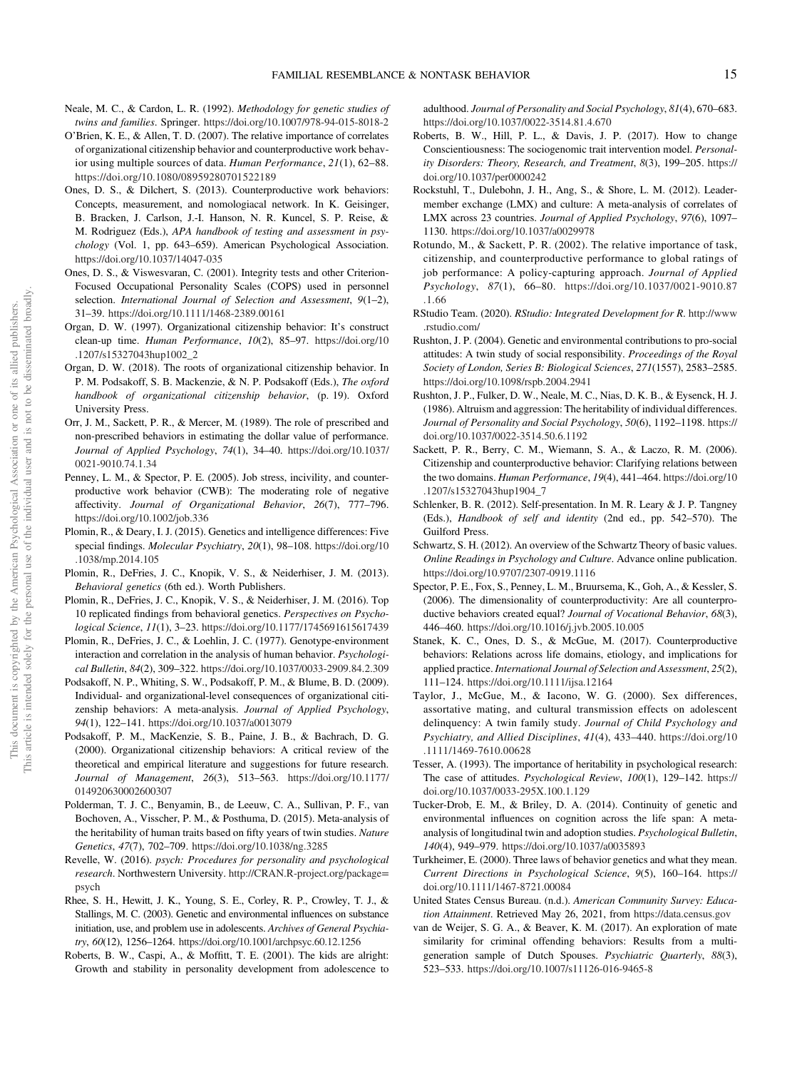Neale, M. C., & Cardon, L. R. (1992). *Methodology for genetic studies of twins and families*. Springer. https://doi.org/10.1007/978-94-015-8018-2

O'Brien, K. E., & Allen, T. D. (2007). The relative importance of correlates of organizational citizenship behavior and counterproductive work behavior using multiple sources of data. *Human Performance*, *21*(1), 62–88. https://doi.org/10.1080/08959280701522189

Ones, D. S., & Dilchert, S. (2013). Counterproductive work behaviors: Concepts, measurement, and nomologiacal network. In K. Geisinger, B. Bracken, J. Carlson, J.-I. Hanson, N. R. Kuncel, S. P. Reise, & M. Rodriguez (Eds.), *APA handbook of testing and assessment in psychology* (Vol. 1, pp. 643–659). American Psychological Association. https://doi.org/10.1037/14047-035

Ones, D. S., & Viswesvaran, C. (2001). Integrity tests and other Criterion-Focused Occupational Personality Scales (COPS) used in personnel selection. *International Journal of Selection and Assessment*, *9*(1–2), 31–39. https://doi.org/10.1111/1468-2389.00161

Organ, D. W. (1997). Organizational citizenship behavior: It's construct clean-up time. *Human Performance*, *10*(2), 85–97. https://doi.org/10.1207/s15327043hup1002_2

Organ, D. W. (2018). The roots of organizational citizenship behavior. In P. M. Podsakoff, S. B. Mackenzie, & N. P. Podsakoff (Eds.), *The oxford handbook of organizational citizenship behavior*, (p. 19). Oxford University Press.

Orr, J. M., Sackett, P. R., & Mercer, M. (1989). The role of prescribed and non-prescribed behaviors in estimating the dollar value of performance. *Journal of Applied Psychology*, *74*(1), 34–40. https://doi.org/10.1037/0021-9010.74.1.34

Penney, L. M., & Spector, P. E. (2005). Job stress, incivility, and counterproductive work behavior (CWB): The moderating role of negative affectivity. *Journal of Organizational Behavior*, *26*(7), 777–796. https://doi.org/10.1002/job.336

Plomin, R., & Deary, I. J. (2015). Genetics and intelligence differences: Five special findings. *Molecular Psychiatry*, *20*(1), 98–108. https://doi.org/10.1038/mp.2014.105

Plomin, R., DeFries, J. C., Knopik, V. S., & Neiderhiser, J. M. (2013). *Behavioral genetics* (6th ed.). Worth Publishers.

Plomin, R., DeFries, J. C., Knopik, V. S., & Neiderhiser, J. M. (2016). Top 10 replicated findings from behavioral genetics. *Perspectives on Psychological Science*, *11*(1), 3–23. https://doi.org/10.1177/1745691615617439

Plomin, R., DeFries, J. C., & Loehlin, J. C. (1977). Genotype-environment interaction and correlation in the analysis of human behavior. *Psychological Bulletin*, *84*(2), 309–322. https://doi.org/10.1037/0033-2909.84.2.309

Podsakoff, N. P., Whiting, S. W., Podsakoff, P. M., & Blume, B. D. (2009). Individual- and organizational-level consequences of organizational citizenship behaviors: A meta-analysis. *Journal of Applied Psychology*, *94*(1), 122–141. https://doi.org/10.1037/a0013079

Podsakoff, P. M., MacKenzie, S. B., Paine, J. B., & Bachrach, D. G. (2000). Organizational citizenship behaviors: A critical review of the theoretical and empirical literature and suggestions for future research. *Journal of Management*, *26*(3), 513–563. https://doi.org/10.1177/014920630002600307

Polderman, T. J. C., Benyamin, B., de Leeuw, C. A., Sullivan, P. F., van Bochoven, A., Visscher, P. M., & Posthuma, D. (2015). Meta-analysis of the heritability of human traits based on fifty years of twin studies. *Nature Genetics*, *47*(7), 702–709. https://doi.org/10.1038/ng.3285

Revelle, W. (2016). *psych: Procedures for personality and psychological research*. Northwestern University. http://CRAN.R-project.org/package=psych

Rhee, S. H., Hewitt, J. K., Young, S. E., Corley, R. P., Crowley, T. J., & Stallings, M. C. (2003). Genetic and environmental influences on substance initiation, use, and problem use in adolescents. *Archives of General Psychiatry*, *60*(12), 1256–1264. https://doi.org/10.1001/archpsyc.60.12.1256

Roberts, B. W., Caspi, A., & Moffitt, T. E. (2001). The kids are alright: Growth and stability in personality development from adolescence to adulthood. *Journal of Personality and Social Psychology*, *81*(4), 670–683. https://doi.org/10.1037/0022-3514.81.4.670

Roberts, B. W., Hill, P. L., & Davis, J. P. (2017). How to change Conscientiousness: The sociogenomic trait intervention model. *Personality Disorders: Theory, Research, and Treatment*, *8*(3), 199–205. https://doi.org/10.1037/per0000242

Rockstuhl, T., Dulebohn, J. H., Ang, S., & Shore, L. M. (2012). Leader-member exchange (LMX) and culture: A meta-analysis of correlates of LMX across 23 countries. *Journal of Applied Psychology*, *97*(6), 1097–1130. https://doi.org/10.1037/a0029978

Rotundo, M., & Sackett, P. R. (2002). The relative importance of task, citizenship, and counterproductive performance to global ratings of job performance: A policy-capturing approach. *Journal of Applied Psychology*, *87*(1), 66–80. https://doi.org/10.1037/0021-9010.87.1.66

RStudio Team. (2020). *RStudio: Integrated Development for R*. http://www.rstudio.com/

Rushton, J. P. (2004). Genetic and environmental contributions to pro-social attitudes: A twin study of social responsibility. *Proceedings of the Royal Society of London, Series B: Biological Sciences*, *271*(1557), 2583–2585. https://doi.org/10.1098/rspb.2004.2941

Rushton, J. P., Fulker, D. W., Neale, M. C., Nias, D. K. B., & Eysenck, H. J. (1986). Altruism and aggression: The heritability of individual differences. *Journal of Personality and Social Psychology*, *50*(6), 1192–1198. https://doi.org/10.1037/0022-3514.50.6.1192

Sackett, P. R., Berry, C. M., Wiemann, S. A., & Laczo, R. M. (2006). Citizenship and counterproductive behavior: Clarifying relations between the two domains. *Human Performance*, *19*(4), 441–464. https://doi.org/10.1207/s15327043hup1904_7

Schlenker, B. R. (2012). Self-presentation. In M. R. Leary & J. P. Tangney (Eds.), *Handbook of self and identity* (2nd ed., pp. 542–570). The Guilford Press.

Schwartz, S. H. (2012). An overview of the Schwartz Theory of basic values. *Online Readings in Psychology and Culture*. Advance online publication. https://doi.org/10.9707/2307-0919.1116

Spector, P. E., Fox, S., Penney, L. M., Bruursema, K., Goh, A., & Kessler, S. (2006). The dimensionality of counterproductivity: Are all counterproductive behaviors created equal? *Journal of Vocational Behavior*, *68*(3), 446–460. https://doi.org/10.1016/j.jvb.2005.10.005

Stanek, K. C., Ones, D. S., & McGue, M. (2017). Counterproductive behaviors: Relations across life domains, etiology, and implications for applied practice. *International Journal of Selection and Assessment*, *25*(2), 111–124. https://doi.org/10.1111/ijsa.12164

Taylor, J., McGue, M., & Iacono, W. G. (2000). Sex differences, assortative mating, and cultural transmission effects on adolescent delinquency: A twin family study. *Journal of Child Psychology and Psychiatry, and Allied Disciplines*, *41*(4), 433–440. https://doi.org/10.1111/1469-7610.00628

Tesser, A. (1993). The importance of heritability in psychological research: The case of attitudes. *Psychological Review*, *100*(1), 129–142. https://doi.org/10.1037/0033-295X.100.1.129

Tucker-Drob, E. M., & Briley, D. A. (2014). Continuity of genetic and environmental influences on cognition across the life span: A meta-analysis of longitudinal twin and adoption studies. *Psychological Bulletin*, *140*(4), 949–979. https://doi.org/10.1037/a0035893

Turkheimer, E. (2000). Three laws of behavior genetics and what they mean. *Current Directions in Psychological Science*, *9*(5), 160–164. https://doi.org/10.1111/1467-8721.00084

United States Census Bureau. (n.d.). *American Community Survey: Education Attainment*. Retrieved May 26, 2021, from https://data.census.gov

van de Weijer, S. G. A., & Beaver, K. M. (2017). An exploration of mate similarity for criminal offending behaviors: Results from a multi-generation sample of Dutch Spouses. *Psychiatric Quarterly*, *88*(3), 523–533. https://doi.org/10.1007/s11126-016-9465-8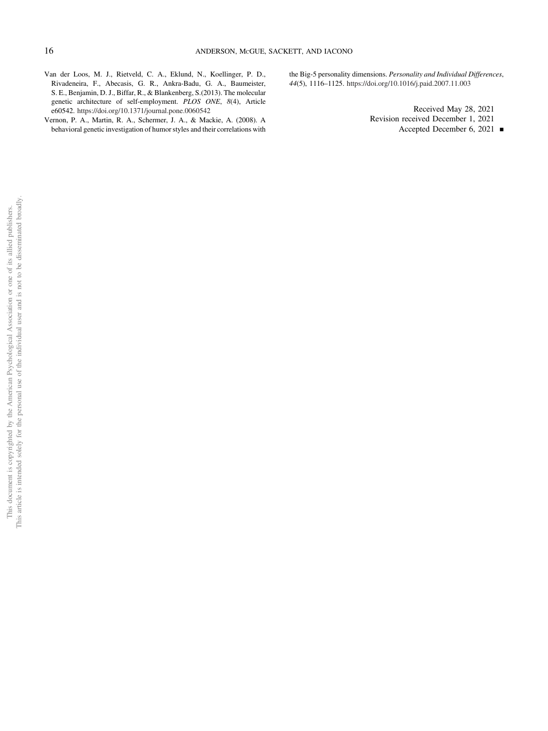Van der Loos, M. J., Rietveld, C. A., Eklund, N., Koellinger, P. D., Rivadeneira, F., Abecasis, G. R., Ankra-Badu, G. A., Baumeister, S. E., Benjamin, D. J., Biffar, R., & Blankenberg, S.(2013). The molecular genetic architecture of self-employment. *PLOS ONE*, *8*(4), Article e60542. https://doi.org/10.1371/journal.pone.0060542

Vernon, P. A., Martin, R. A., Schermer, J. A., & Mackie, A. (2008). A behavioral genetic investigation of humor styles and their correlations with the Big-5 personality dimensions. *Personality and Individual Differences*, *44*(5), 1116–1125. https://doi.org/10.1016/j.paid.2007.11.003

Received May 28, 2021
Revision received December 1, 2021
Accepted December 6, 2021 ■